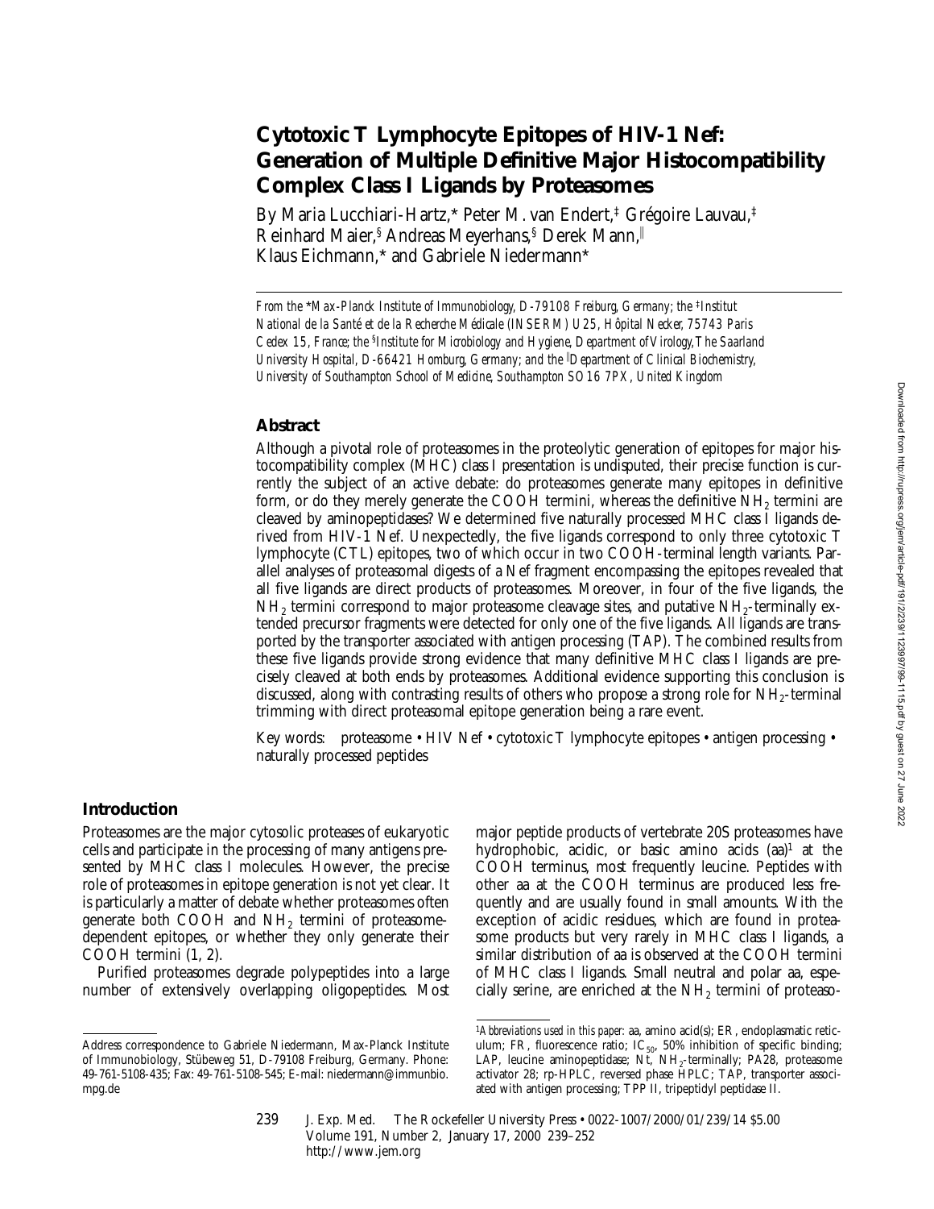# Cytotoxic T Lymphocyte Epitopes of HIV-1 Nef: Generation of Multiple Definitive Major Histocompatibility Complex Class I Ligands by Proteasomes

By Maria Lucchiari-Hartz,* Peter M. van Endert,‡ Grégoire Lauvau,‡ Reinhard Maier,§ Andreas Meyerhans,§ Derek Mann,‖ Klaus Eichmann,* and Gabriele Niedermann*

*From the \*Max-Planck Institute of Immunobiology, D-79108 Freiburg, Germany; the ‡Institut National de la Santé et de la Recherche Médicale (INSERM) U25, Hôpital Necker, 75743 Paris Cedex 15, France; the §Institute for Microbiology and Hygiene, Department of Virology, The Saarland University Hospital, D-66421 Homburg, Germany; and the ‖Department of Clinical Biochemistry, University of Southampton School of Medicine, Southampton SO16 7PX, United Kingdom*

## Abstract

Although a pivotal role of proteasomes in the proteolytic generation of epitopes for major histocompatibility complex (MHC) class I presentation is undisputed, their precise function is currently the subject of an active debate: do proteasomes generate many epitopes in definitive form, or do they merely generate the COOH termini, whereas the definitive $NH_2$ termini are cleaved by aminopeptidases? We determined five naturally processed MHC class I ligands derived from HIV-1 Nef. Unexpectedly, the five ligands correspond to only three cytotoxic T lymphocyte (CTL) epitopes, two of which occur in two COOH-terminal length variants. Parallel analyses of proteasomal digests of a Nef fragment encompassing the epitopes revealed that all five ligands are direct products of proteasomes. Moreover, in four of the five ligands, the $NH_2$ termini correspond to major proteasome cleavage sites, and putative $NH_2$-terminally extended precursor fragments were detected for only one of the five ligands. All ligands are transported by the transporter associated with antigen processing (TAP). The combined results from these five ligands provide strong evidence that many definitive MHC class I ligands are precisely cleaved at both ends by proteasomes. Additional evidence supporting this conclusion is discussed, along with contrasting results of others who propose a strong role for $NH_2$-terminal trimming with direct proteasomal epitope generation being a rare event.

Key words: proteasome • HIV Nef • cytotoxic T lymphocyte epitopes • antigen processing • naturally processed peptides

## Introduction

Proteasomes are the major cytosolic proteases of eukaryotic cells and participate in the processing of many antigens presented by MHC class I molecules. However, the precise role of proteasomes in epitope generation is not yet clear. It is particularly a matter of debate whether proteasomes often generate both COOH and $NH_2$ termini of proteasome-dependent epitopes, or whether they only generate their COOH termini (1, 2).

Purified proteasomes degrade polypeptides into a large number of extensively overlapping oligopeptides. Most major peptide products of vertebrate 20S proteasomes have hydrophobic, acidic, or basic amino acids (aa)[1] at the COOH terminus, most frequently leucine. Peptides with other aa at the COOH terminus are produced less frequently and are usually found in small amounts. With the exception of acidic residues, which are found in proteasome products but very rarely in MHC class I ligands, a similar distribution of aa is observed at the COOH termini of MHC class I ligands. Small neutral and polar aa, especially serine, are enriched at the $NH_2$ termini of proteaso-

---

Address correspondence to Gabriele Niedermann, Max-Planck Institute of Immunobiology, Stübeweg 51, D-79108 Freiburg, Germany. Phone: 49-761-5108-435; Fax: 49-761-5108-545; E-mail: niedermann@immunbio.mpg.de

[1]*Abbreviations used in this paper:* aa, amino acid(s); ER, endoplasmatic reticulum; FR, fluorescence ratio; $IC_{50}$, 50% inhibition of specific binding; LAP, leucine aminopeptidase; Nt, $NH_2$-terminally; PA28, proteasome activator 28; rp-HPLC, reversed phase HPLC; TAP, transporter associated with antigen processing; TPP II, tripeptidyl peptidase II.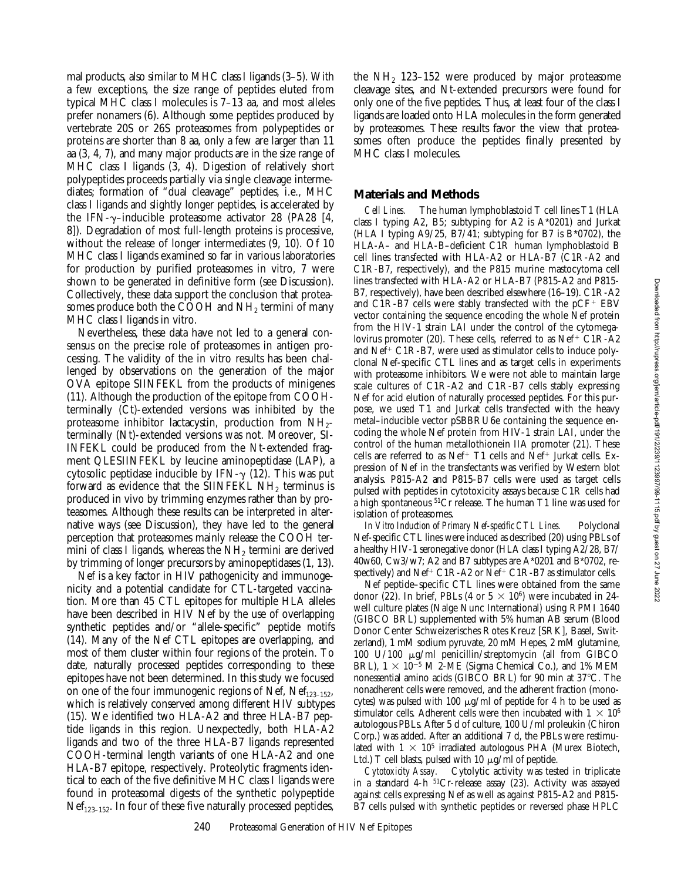mal products, also similar to MHC class I ligands (3–5). With a few exceptions, the size range of peptides eluted from typical MHC class I molecules is 7–13 aa, and most alleles prefer nonamers (6). Although some peptides produced by vertebrate 20S or 26S proteasomes from polypeptides or proteins are shorter than 8 aa, only a few are larger than 11 aa (3, 4, 7), and many major products are in the size range of MHC class I ligands (3, 4). Digestion of relatively short polypeptides proceeds partially via single cleavage intermediates; formation of "dual cleavage" peptides, i.e., MHC class I ligands and slightly longer peptides, is accelerated by the IFN-γ–inducible proteasome activator 28 (PA28 [4, 8]). Degradation of most full-length proteins is processive, without the release of longer intermediates (9, 10). Of 10 MHC class I ligands examined so far in various laboratories for production by purified proteasomes in vitro, 7 were shown to be generated in definitive form (see Discussion). Collectively, these data support the conclusion that proteasomes produce both the COOH and $NH_2$ termini of many MHC class I ligands in vitro.

Nevertheless, these data have not led to a general consensus on the precise role of proteasomes in antigen processing. The validity of the in vitro results has been challenged by observations on the generation of the major OVA epitope SIINFEKL from the products of minigenes (11). Although the production of the epitope from COOH-terminally (Ct)-extended versions was inhibited by the proteasome inhibitor lactacystin, production from $NH_2$-terminally (Nt)-extended versions was not. Moreover, SIINFEKL could be produced from the Nt-extended fragment QLESIINFEKL by leucine aminopeptidase (LAP), a cytosolic peptidase inducible by IFN-γ (12). This was put forward as evidence that the SIINFEKL $NH_2$ terminus is produced in vivo by trimming enzymes rather than by proteasomes. Although these results can be interpreted in alternative ways (see Discussion), they have led to the general perception that proteasomes mainly release the COOH termini of class I ligands, whereas the $NH_2$ termini are derived by trimming of longer precursors by aminopeptidases (1, 13).

Nef is a key factor in HIV pathogenicity and immunogenicity and a potential candidate for CTL-targeted vaccination. More than 45 CTL epitopes for multiple HLA alleles have been described in HIV Nef by the use of overlapping synthetic peptides and/or "allele-specific" peptide motifs (14). Many of the Nef CTL epitopes are overlapping, and most of them cluster within four regions of the protein. To date, naturally processed peptides corresponding to these epitopes have not been determined. In this study we focused on one of the four immunogenic regions of Nef, $Nef_{123–152}$, which is relatively conserved among different HIV subtypes (15). We identified two HLA-A2 and three HLA-B7 peptide ligands in this region. Unexpectedly, both HLA-A2 ligands and two of the three HLA-B7 ligands represented COOH-terminal length variants of one HLA-A2 and one HLA-B7 epitope, respectively. Proteolytic fragments identical to each of the five definitive MHC class I ligands were found in proteasomal digests of the synthetic polypeptide $Nef_{123–152}$. In four of these five naturally processed peptides, the $NH_2$ 123–152 were produced by major proteasome cleavage sites, and Nt-extended precursors were found for only one of the five peptides. Thus, at least four of the class I ligands are loaded onto HLA molecules in the form generated by proteasomes. These results favor the view that proteasomes often produce the peptides finally presented by MHC class I molecules.

## Materials and Methods

*Cell Lines.* The human lymphoblastoid T cell lines T1 (HLA class I typing A2, B5; subtyping for A2 is A*0201) and Jurkat (HLA I typing A9/25, B7/41; subtyping for B7 is B*0702), the HLA-A– and HLA-B–deficient C1R human lymphoblastoid B cell lines transfected with HLA-A2 or HLA-B7 (C1R-A2 and C1R-B7, respectively), and the P815 murine mastocytoma cell lines transfected with HLA-A2 or HLA-B7 (P815-A2 and P815-B7, respectively), have been described elsewhere (16–19). C1R-A2 and C1R-B7 cells were stably transfected with the pCF$^+$ EBV vector containing the sequence encoding the whole Nef protein from the HIV-1 strain LAI under the control of the cytomegalovirus promoter (20). These cells, referred to as Nef$^+$ C1R-A2 and Nef$^+$ C1R-B7, were used as stimulator cells to induce polyclonal Nef-specific CTL lines and as target cells in experiments with proteasome inhibitors. We were not able to maintain large scale cultures of C1R-A2 and C1R-B7 cells stably expressing Nef for acid elution of naturally processed peptides. For this purpose, we used T1 and Jurkat cells transfected with the heavy metal–inducible vector pSBBRU6e containing the sequence encoding the whole Nef protein from HIV-1 strain LAI, under the control of the human metallothionein IIA promoter (21). These cells are referred to as Nef$^+$ T1 cells and Nef$^+$ Jurkat cells. Expression of Nef in the transfectants was verified by Western blot analysis. P815-A2 and P815-B7 cells were used as target cells pulsed with peptides in cytotoxicity assays because C1R cells had a high spontaneous $^{51}$Cr release. The human T1 line was used for isolation of proteasomes.

*In Vitro Induction of Primary Nef-specific CTL Lines.* Polyclonal Nef-specific CTL lines were induced as described (20) using PBLs of a healthy HIV-1 seronegative donor (HLA class I typing A2/28, B7/40w60, Cw3/w7; A2 and B7 subtypes are A*0201 and B*0702, respectively) and Nef$^+$ C1R-A2 or Nef$^+$ C1R-B7 as stimulator cells.

Nef peptide–specific CTL lines were obtained from the same donor (22). In brief, PBLs (4 or 5 × $10^6$) were incubated in 24-well culture plates (Nalge Nunc International) using RPMI 1640 (GIBCO BRL) supplemented with 5% human AB serum (Blood Donor Center Schweizerisches Rotes Kreuz [SRK], Basel, Switzerland), 1 mM sodium pyruvate, 20 mM Hepes, 2 mM glutamine, 100 U/100 μg/ml penicillin/streptomycin (all from GIBCO BRL), 1 × $10^{-5}$ M 2-ME (Sigma Chemical Co.), and 1% MEM nonessential amino acids (GIBCO BRL) for 90 min at 37°C. The nonadherent cells were removed, and the adherent fraction (monocytes) was pulsed with 100 μg/ml of peptide for 4 h to be used as stimulator cells. Adherent cells were then incubated with 1 × $10^6$ autologous PBLs. After 5 d of culture, 100 U/ml proleukin (Chiron Corp.) was added. After an additional 7 d, the PBLs were restimulated with 1 × $10^5$ irradiated autologous PHA (Murex Biotech, Ltd.) T cell blasts, pulsed with 10 μg/ml of peptide.

*Cytotoxicity Assay.* Cytolytic activity was tested in triplicate in a standard 4-h $^{51}$Cr-release assay (23). Activity was assayed against cells expressing Nef as well as against P815-A2 and P815-B7 cells pulsed with synthetic peptides or reversed phase HPLC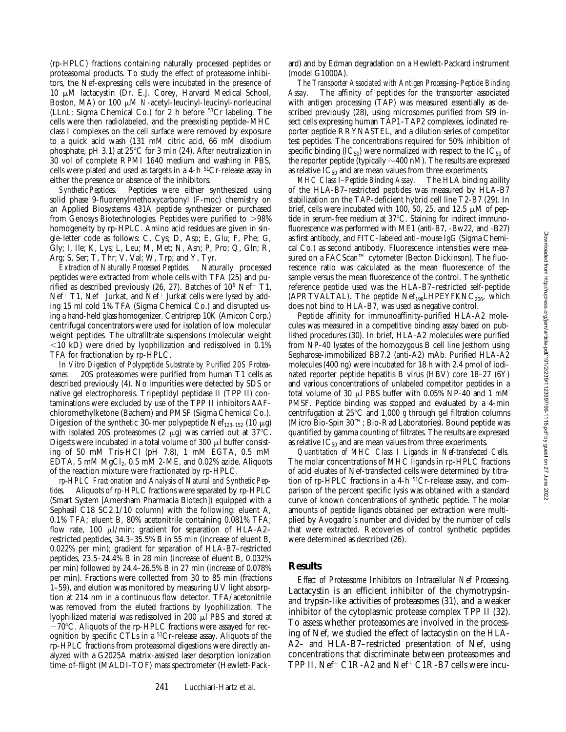(rp-HPLC) fractions containing naturally processed peptides or proteasomal products. To study the effect of proteasome inhibitors, the Nef-expressing cells were incubated in the presence of 10 μM lactacystin (Dr. E.J. Corey, Harvard Medical School, Boston, MA) or 100 μM *N*-acetyl-leucinyl-leucinyl-norleucinal (LLnL; Sigma Chemical Co.) for 2 h before $^{51}$Cr labeling. The cells were then radiolabeled, and the preexisting peptide–MHC class I complexes on the cell surface were removed by exposure to a quick acid wash (131 mM citric acid, 66 mM disodium phosphate, pH 3.1) at 25°C for 3 min (24). After neutralization in 30 vol of complete RPMI 1640 medium and washing in PBS, cells were plated and used as targets in a 4-h $^{51}$Cr-release assay in either the presence or absence of the inhibitors.

*Synthetic Peptides.* Peptides were either synthesized using solid phase 9-fluorenylmethoxycarbonyl (F-moc) chemistry on an Applied Biosystems 431A peptide synthesizer or purchased from Genosys Biotechnologies. Peptides were purified to >98% homogeneity by rp-HPLC. Amino acid residues are given in single-letter code as follows: C, Cys; D, Asp; E, Glu; F, Phe; G, Gly; I, Ile; K, Lys; L, Leu; M, Met; N, Asn; P, Pro; Q, Gln; R, Arg; S, Ser; T, Thr; V, Val; W, Trp; and Y, Tyr.

*Extraction of Naturally Processed Peptides.* Naturally processed peptides were extracted from whole cells with TFA (25) and purified as described previously (26, 27). Batches of $10^9$ Nef$^-$ T1, Nef$^+$ T1, Nef$^-$ Jurkat, and Nef$^+$ Jurkat cells were lysed by adding 15 ml cold 1% TFA (Sigma Chemical Co.) and disrupted using a hand-held glass homogenizer. Centriprep 10K (Amicon Corp.) centrifugal concentrators were used for isolation of low molecular weight peptides. The ultrafiltrate suspensions (molecular weight <10 kD) were dried by lyophilization and redissolved in 0.1% TFA for fractionation by rp-HPLC.

*In Vitro Digestion of Polypeptide Substrate by Purified 20S Proteasomes.* 20S proteasomes were purified from human T1 cells as described previously (4). No impurities were detected by SDS or native gel electrophoresis. Tripeptidyl peptidase II (TPP II) contaminations were excluded by use of the TPP II inhibitors AAF-chloromethylketone (Bachem) and PMSF (Sigma Chemical Co.). Digestion of the synthetic 30-mer polypeptide Nef$_{123–152}$ (10 μg) with isolated 20S proteasomes (2 μg) was carried out at 37°C. Digests were incubated in a total volume of 300 μl buffer consisting of 50 mM Tris-HCl (pH 7.8), 1 mM EGTA, 0.5 mM EDTA, 5 mM $MgCl_2$, 0.5 mM 2-ME, and 0.02% azide. Aliquots of the reaction mixture were fractionated by rp-HPLC.

*rp-HPLC Fractionation and Analysis of Natural and Synthetic Peptides.* Aliquots of rp-HPLC fractions were separated by rp-HPLC (Smart System [Amersham Pharmacia Biotech]) equipped with a Sephasil C18 SC2.1/10 column) with the following: eluent A, 0.1% TFA; eluent B, 80% acetonitrile containing 0.081% TFA; flow rate, 100 μl/min; gradient for separation of HLA-A2–restricted peptides, 34.3–35.5% B in 55 min (increase of eluent B, 0.022% per min); gradient for separation of HLA-B7–restricted peptides, 23.5–24.4% B in 28 min (increase of eluent B, 0.032% per min) followed by 24.4–26.5% B in 27 min (increase of 0.078% per min). Fractions were collected from 30 to 85 min (fractions 1–59), and elution was monitored by measuring UV light absorption at 214 nm in a continuous flow detector. TFA/acetonitrile was removed from the eluted fractions by lyophilization. The lyophilized material was redissolved in 200 μl PBS and stored at −70°C. Aliquots of the rp-HPLC fractions were assayed for recognition by specific CTLs in a $^{51}$Cr-release assay. Aliquots of the rp-HPLC fractions from proteasomal digestions were directly analyzed with a G2025A matrix-assisted laser desorption ionization time-of-flight (MALDI-TOF) mass spectrometer (Hewlett-Packard) and by Edman degradation on a Hewlett-Packard instrument (model G1000A).

*The Transporter Associated with Antigen Processing–Peptide Binding Assay.* The affinity of peptides for the transporter associated with antigen processing (TAP) was measured essentially as described previously (28), using microsomes purified from Sf9 insect cells expressing human TAP1–TAP2 complexes, iodinated reporter peptide RRYNASTEL, and a dilution series of competitor test peptides. The concentrations required for 50% inhibition of specific binding ($IC_{50}$) were normalized with respect to the $IC_{50}$ of the reporter peptide (typically ~400 nM). The results are expressed as relative $IC_{50}$ and are mean values from three experiments.

*MHC Class I–Peptide Binding Assay.* The HLA binding ability of the HLA-B7–restricted peptides was measured by HLA-B7 stabilization on the TAP-deficient hybrid cell line T2-B7 (29). In brief, cells were incubated with 100, 50, 25, and 12.5 μM of peptide in serum-free medium at 37°C. Staining for indirect immunofluorescence was performed with ME1 (anti-B7, -Bw22, and -B27) as first antibody, and FITC-labeled anti–mouse IgG (Sigma Chemical Co.) as second antibody. Fluorescence intensities were measured on a FACScan™ cytometer (Becton Dickinson). The fluorescence ratio was calculated as the mean fluorescence of the sample versus the mean fluorescence of the control. The synthetic reference peptide used was the HLA-B7–restricted self-peptide (APRTVALTAL). The peptide Nef$_{198}$LHPEYFKNC$_{206}$, which does not bind to HLA-B7, was used as negative control.

Peptide affinity for immunoaffinity-purified HLA-A2 molecules was measured in a competitive binding assay based on published procedures (30). In brief, HLA-A2 molecules were purified from NP-40 lysates of the homozygous B cell line Jesthorn using Sepharose-immobilized BB7.2 (anti-A2) mAb. Purified HLA-A2 molecules (400 ng) were incubated for 18 h with 2.4 pmol of iodinated reporter peptide hepatitis B virus (HBV) core 18–27 (6Y) and various concentrations of unlabeled competitor peptides in a total volume of 30 μl PBS buffer with 0.05% NP-40 and 1 mM PMSF. Peptide binding was stopped and evaluated by a 4-min centrifugation at 25°C and 1,000 *g* through gel filtration columns (Micro Bio-Spin 30™; Bio-Rad Laboratories). Bound peptide was quantified by gamma counting of filtrates. The results are expressed as relative $IC_{50}$ and are mean values from three experiments.

*Quantitation of MHC Class I Ligands in Nef-transfected Cells.* The molar concentrations of MHC ligands in rp-HPLC fractions of acid eluates of Nef-transfected cells were determined by titration of rp-HPLC fractions in a 4-h $^{51}$Cr-release assay, and comparison of the percent specific lysis was obtained with a standard curve of known concentrations of synthetic peptide. The molar amounts of peptide ligands obtained per extraction were multiplied by Avogadro's number and divided by the number of cells that were extracted. Recoveries of control synthetic peptides were determined as described (26).

## Results

*Effect of Proteasome Inhibitors on Intracellular Nef Processing.* Lactacystin is an efficient inhibitor of the chymotrypsin- and trypsin-like activities of proteasomes (31), and a weaker inhibitor of the cytoplasmic protease complex TPP II (32). To assess whether proteasomes are involved in the processing of Nef, we studied the effect of lactacystin on the HLA-A2– and HLA-B7–restricted presentation of Nef, using concentrations that discriminate between proteasomes and TPP II. Nef$^+$ C1R-A2 and Nef$^+$ C1R-B7 cells were incu-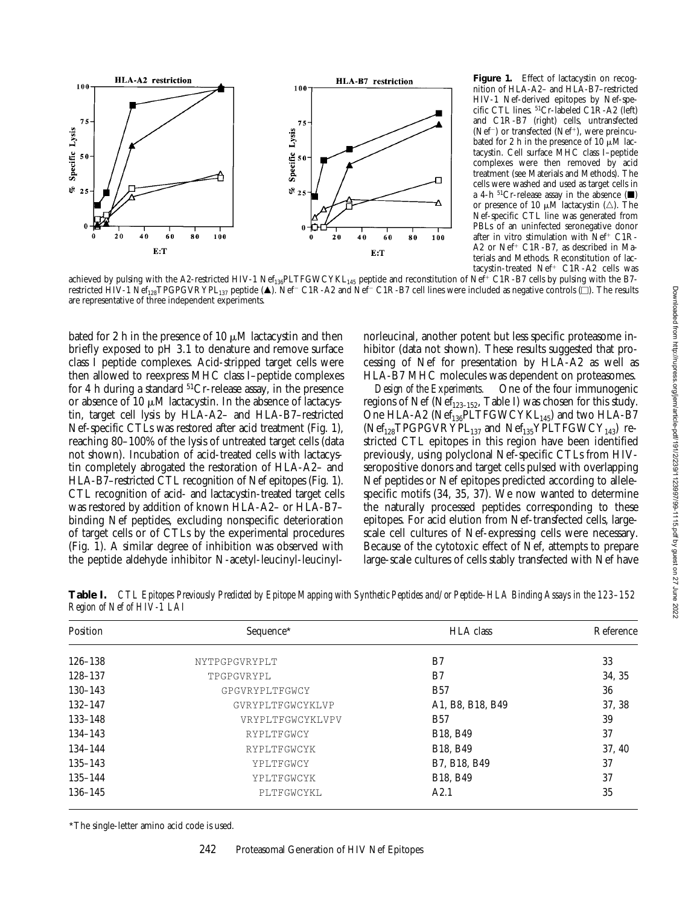**Figure 1.** Effect of lactacystin on recognition of HLA-A2– and HLA-B7–restricted HIV-1 Nef-derived epitopes by Nef-specific CTL lines. $^{51}$Cr-labeled C1R-A2 (left) and C1R-B7 (right) cells, untransfected (Nef$^{-}$) or transfected (Nef$^{+}$), were preincubated for 2 h in the presence of 10 μM lactacystin. Cell surface MHC class I–peptide complexes were then removed by acid treatment (see Materials and Methods). The cells were washed and used as target cells in a 4-h $^{51}$Cr-release assay in the absence (■) or presence of 10 μM lactacystin (△). The Nef-specific CTL line was generated from PBLs of an uninfected seronegative donor after in vitro stimulation with Nef$^{+}$ C1R-A2 or Nef$^{+}$ C1R-B7, as described in Materials and Methods. Reconstitution of lactacystin-treated Nef$^{+}$ C1R-A2 cells was achieved by pulsing with the A2-restricted HIV-1 Nef$_{136}$PLTFGWCYKL$_{145}$ peptide and reconstitution of Nef$^{+}$ C1R-B7 cells by pulsing with the B7-restricted HIV-1 Nef$_{128}$TPGPGVRYPL$_{137}$ peptide (▲). Nef$^{-}$ C1R-A2 and Nef$^{-}$ C1R-B7 cell lines were included as negative controls (□). The results are representative of three independent experiments.

bated for 2 h in the presence of 10 μM lactacystin and then briefly exposed to pH 3.1 to denature and remove surface class I peptide complexes. Acid-stripped target cells were then allowed to reexpress MHC class I–peptide complexes for 4 h during a standard $^{51}$Cr-release assay, in the presence or absence of 10 μM lactacystin. In the absence of lactacystin, target cell lysis by HLA-A2– and HLA-B7–restricted Nef-specific CTLs was restored after acid treatment (Fig. 1), reaching 80–100% of the lysis of untreated target cells (data not shown). Incubation of acid-treated cells with lactacystin completely abrogated the restoration of HLA-A2– and HLA-B7–restricted CTL recognition of Nef epitopes (Fig. 1). CTL recognition of acid- and lactacystin-treated target cells was restored by addition of known HLA-A2– or HLA-B7–binding Nef peptides, excluding nonspecific deterioration of target cells or of CTLs by the experimental procedures (Fig. 1). A similar degree of inhibition was observed with the peptide aldehyde inhibitor N-acetyl-leucinyl-leucinyl-norleucinal, another potent but less specific proteasome inhibitor (data not shown). These results suggested that processing of Nef for presentation by HLA-A2 as well as HLA-B7 MHC molecules was dependent on proteasomes.

*Design of the Experiments.* One of the four immunogenic regions of Nef (Nef$_{123–152}$, Table I) was chosen for this study. One HLA-A2 (Nef$_{136}$PLTFGWCYKL$_{145}$) and two HLA-B7 (Nef$_{128}$TPGPGVRYPL$_{137}$ and Nef$_{135}$YPLTFGWCY$_{143}$) restricted CTL epitopes in this region have been identified previously, using polyclonal Nef-specific CTLs from HIV-seropositive donors and target cells pulsed with overlapping Nef peptides or Nef epitopes predicted according to allele-specific motifs (34, 35, 37). We now wanted to determine the naturally processed peptides corresponding to these epitopes. For acid elution from Nef-transfected cells, large-scale cell cultures of Nef-expressing cells were necessary. Because of the cytotoxic effect of Nef, attempts to prepare large-scale cultures of cells stably transfected with Nef have

**Table I.** *CTL Epitopes Previously Predicted by Epitope Mapping with Synthetic Peptides and/or Peptide–HLA Binding Assays in the 123–152 Region of Nef of HIV-1 LAI*

| Position | Sequence* | HLA class | Reference |
|---|---|---|---|
| 126–138 | NYTPGPGVRYPLT | B7 | 33 |
| 128–137 | TPGPGVRYPL | B7 | 34, 35 |
| 130–143 | GPGVRYPLTFGWCY | B57 | 36 |
| 132–147 | GVRYPLTFGWCYKLVP | A1, B8, B18, B49 | 37, 38 |
| 133–148 | VRYPLTFGWCYKLVPV | B57 | 39 |
| 134–143 | RYPLTFGWCY | B18, B49 | 37 |
| 134–144 | RYPLTFGWCYK | B18, B49 | 37, 40 |
| 135–143 | YPLTFGWCY | B7, B18, B49 | 37 |
| 135–144 | YPLTFGWCYK | B18, B49 | 37 |
| 136–145 | PLTFGWCYKL | A2.1 | 35 |

*The single-letter amino acid code is used.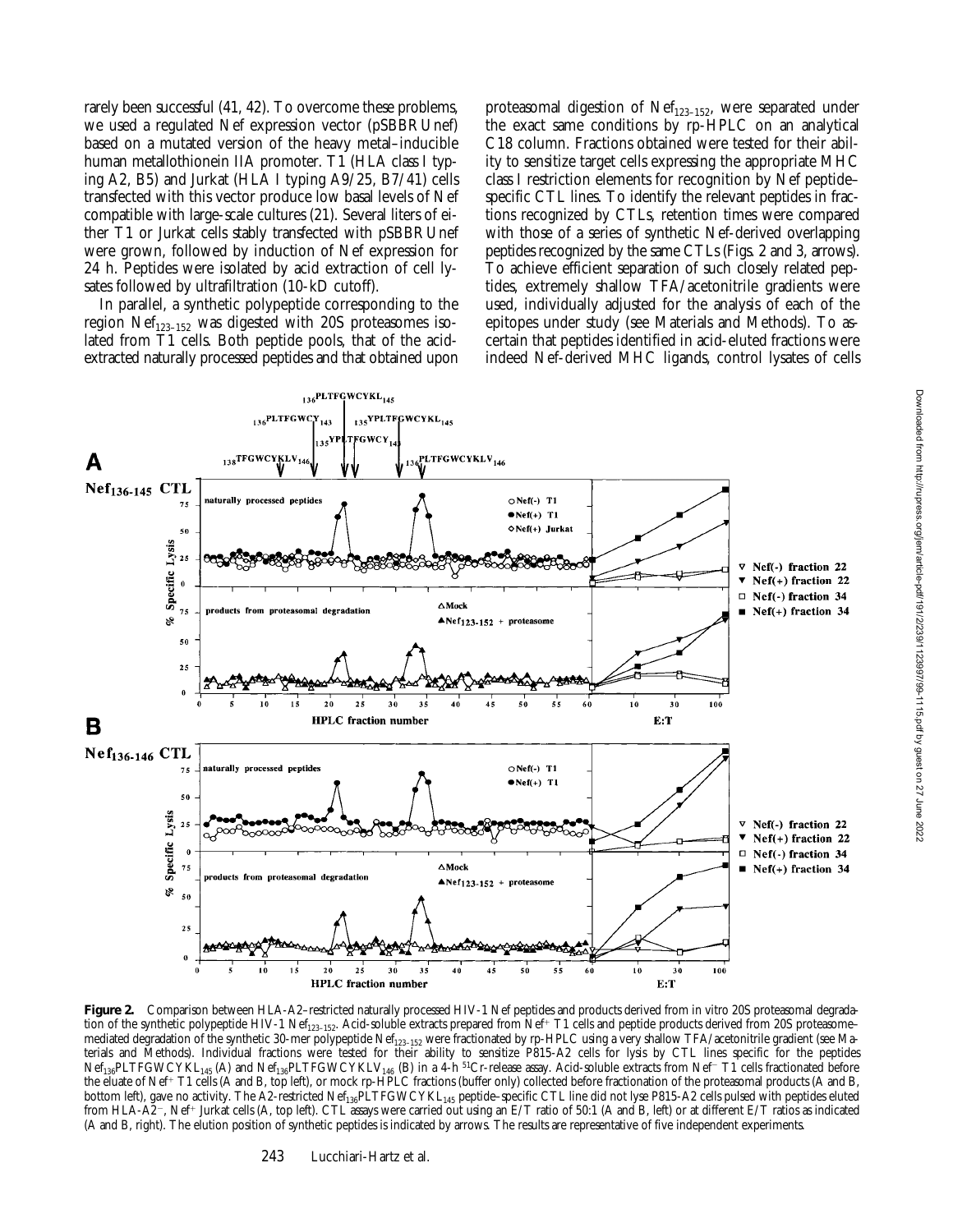rarely been successful (41, 42). To overcome these problems, we used a regulated Nef expression vector (pSBBRUnef) based on a mutated version of the heavy metal–inducible human metallothionein IIA promoter. T1 (HLA class I typing A2, B5) and Jurkat (HLA I typing A9/25, B7/41) cells transfected with this vector produce low basal levels of Nef compatible with large-scale cultures (21). Several liters of either T1 or Jurkat cells stably transfected with pSBBRUnef were grown, followed by induction of Nef expression for 24 h. Peptides were isolated by acid extraction of cell lysates followed by ultrafiltration (10-kD cutoff).

In parallel, a synthetic polypeptide corresponding to the region $Nef_{123–152}$ was digested with 20S proteasomes isolated from T1 cells. Both peptide pools, that of the acid-extracted naturally processed peptides and that obtained upon proteasomal digestion of $Nef_{123–152}$, were separated under the exact same conditions by rp-HPLC on an analytical C18 column. Fractions obtained were tested for their ability to sensitize target cells expressing the appropriate MHC class I restriction elements for recognition by Nef peptide–specific CTL lines. To identify the relevant peptides in fractions recognized by CTLs, retention times were compared with those of a series of synthetic Nef-derived overlapping peptides recognized by the same CTLs (Figs. 2 and 3, arrows). To achieve efficient separation of such closely related peptides, extremely shallow TFA/acetonitrile gradients were used, individually adjusted for the analysis of each of the epitopes under study (see Materials and Methods). To ascertain that peptides identified in acid-eluted fractions were indeed Nef-derived MHC ligands, control lysates of cells

**Figure 2.** Comparison between HLA-A2–restricted naturally processed HIV-1 Nef peptides and products derived from in vitro 20S proteasomal degradation of the synthetic polypeptide HIV-1 $Nef_{123–152}$. Acid-soluble extracts prepared from $Nef^+$ T1 cells and peptide products derived from 20S proteasome–mediated degradation of the synthetic 30-mer polypeptide $Nef_{123–152}$ were fractionated by rp-HPLC using a very shallow TFA/acetonitrile gradient (see Materials and Methods). Individual fractions were tested for their ability to sensitize P815-A2 cells for lysis by CTL lines specific for the peptides $Nef_{136}PLTFGWCYKL_{145}$ (A) and $Nef_{136}PLTFGWCYKLV_{146}$ (B) in a 4-h $^{51}Cr$-release assay. Acid-soluble extracts from $Nef^-$ T1 cells fractionated before the eluate of $Nef^+$ T1 cells (A and B, top left), or mock rp-HPLC fractions (buffer only) collected before fractionation of the proteasomal products (A and B, bottom left), gave no activity. The A2-restricted $Nef_{136}PLTFGWCYKL_{145}$ peptide–specific CTL line did not lyse P815-A2 cells pulsed with peptides eluted from HLA-$A2^-$, $Nef^+$ Jurkat cells (A, top left). CTL assays were carried out using an E/T ratio of 50:1 (A and B, left) or at different E/T ratios as indicated (A and B, right). The elution position of synthetic peptides is indicated by arrows. The results are representative of five independent experiments.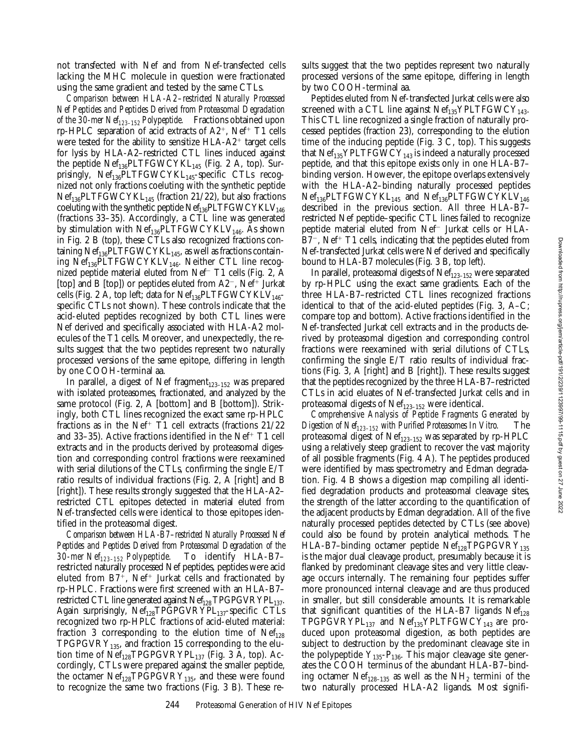not transfected with Nef and from Nef-transfected cells lacking the MHC molecule in question were fractionated using the same gradient and tested by the same CTLs.

*Comparison between HLA-A2–restricted Naturally Processed Nef Peptides and Peptides Derived from Proteasomal Degradation of the 30-mer $Nef_{123–152}$ Polypeptide.* Fractions obtained upon rp-HPLC separation of acid extracts of $A2^+$, $Nef^+$ T1 cells were tested for the ability to sensitize $HLA\text{-}A2^+$ target cells for lysis by HLA-A2–restricted CTL lines induced against the peptide $Nef_{136}PLTFGWCYKL_{145}$ (Fig. 2 A, top). Surprisingly, $Nef_{136}PLTFGWCYKL_{145}$-specific CTLs recognized not only fractions coeluting with the synthetic peptide $Nef_{136}PLTFGWCYKL_{145}$ (fraction 21/22), but also fractions coeluting with the synthetic peptide $Nef_{136}PLTFGWCYKLV_{146}$ (fractions 33–35). Accordingly, a CTL line was generated by stimulation with $Nef_{136}PLTFGWCYKLV_{146}$. As shown in Fig. 2 B (top), these CTLs also recognized fractions containing $Nef_{136}PLTFGWCYKL_{145}$, as well as fractions containing $Nef_{136}PLTFGWCYKLV_{146}$. Neither CTL line recognized peptide material eluted from $Nef^-$ T1 cells (Fig. 2, A [top] and B [top]) or peptides eluted from $A2^-$, $Nef^+$ Jurkat cells (Fig. 2 A, top left; data for $Nef_{136}PLTFGWCYKLV_{146}$-specific CTLs not shown). These controls indicate that the acid-eluted peptides recognized by both CTL lines were Nef derived and specifically associated with HLA-A2 molecules of the T1 cells. Moreover, and unexpectedly, the results suggest that the two peptides represent two naturally processed versions of the same epitope, differing in length by one COOH-terminal aa.

In parallel, a digest of Nef $fragment_{123–152}$ was prepared with isolated proteasomes, fractionated, and analyzed by the same protocol (Fig. 2, A [bottom] and B [bottom]). Strikingly, both CTL lines recognized the exact same rp-HPLC fractions as in the $Nef^+$ T1 cell extracts (fractions 21/22 and 33–35). Active fractions identified in the $Nef^+$ T1 cell extracts and in the products derived by proteasomal digestion and corresponding control fractions were reexamined with serial dilutions of the CTLs, confirming the single E/T ratio results of individual fractions (Fig. 2, A [right] and B [right]). These results strongly suggested that the HLA-A2–restricted CTL epitopes detected in material eluted from Nef-transfected cells were identical to those epitopes identified in the proteasomal digest.

*Comparison between HLA-B7–restricted Naturally Processed Nef Peptides and Peptides Derived from Proteasomal Degradation of the 30-mer $Nef_{123–152}$ Polypeptide.* To identify HLA-B7–restricted naturally processed Nef peptides, peptides were acid eluted from $B7^+$, $Nef^+$ Jurkat cells and fractionated by rp-HPLC. Fractions were first screened with an HLA-B7–restricted CTL line generated against $Nef_{128}TPGPGVRYPL_{137}$. Again surprisingly, $Nef_{128}TPGPGVRYPL_{137}$-specific CTLs recognized two rp-HPLC fractions of acid-eluted material: fraction 3 corresponding to the elution time of $Nef_{128}TPGPGVRY_{135}$, and fraction 15 corresponding to the elution time of $Nef_{128}TPGPGVRYPL_{137}$ (Fig. 3 A, top). Accordingly, CTLs were prepared against the smaller peptide, the octamer $Nef_{128}TPGPGVRY_{135}$, and these were found to recognize the same two fractions (Fig. 3 B). These results suggest that the two peptides represent two naturally processed versions of the same epitope, differing in length by two COOH-terminal aa.

Peptides eluted from Nef-transfected Jurkat cells were also screened with a CTL line against $Nef_{135}YPLTFGWCY_{143}$. This CTL line recognized a single fraction of naturally processed peptides (fraction 23), corresponding to the elution time of the inducing peptide (Fig. 3 C, top). This suggests that $Nef_{135}YPLTFGWCY_{143}$ is indeed a naturally processed peptide, and that this epitope exists only in one HLA-B7–binding version. However, the epitope overlaps extensively with the HLA-A2–binding naturally processed peptides $Nef_{136}PLTFGWCYKL_{145}$ and $Nef_{136}PLTFGWCYKLV_{146}$ described in the previous section. All three HLA-B7–restricted Nef peptide–specific CTL lines failed to recognize peptide material eluted from $Nef^-$ Jurkat cells or $HLA\text{-}B7^-$, $Nef^+$ T1 cells, indicating that the peptides eluted from Nef-transfected Jurkat cells were Nef derived and specifically bound to HLA-B7 molecules (Fig. 3 B, top left).

In parallel, proteasomal digests of $Nef_{123–152}$ were separated by rp-HPLC using the exact same gradients. Each of the three HLA-B7–restricted CTL lines recognized fractions identical to that of the acid-eluted peptides (Fig. 3, A–C; compare top and bottom). Active fractions identified in the Nef-transfected Jurkat cell extracts and in the products derived by proteasomal digestion and corresponding control fractions were reexamined with serial dilutions of CTLs, confirming the single E/T ratio results of individual fractions (Fig. 3, A [right] and B [right]). These results suggest that the peptides recognized by the three HLA-B7–restricted CTLs in acid eluates of Nef-transfected Jurkat cells and in proteasomal digests of $Nef_{123–152}$ were identical.

*Comprehensive Analysis of Peptide Fragments Generated by Digestion of $Nef_{123–152}$ with Purified Proteasomes In Vitro.* The proteasomal digest of $Nef_{123–152}$ was separated by rp-HPLC using a relatively steep gradient to recover the vast majority of all possible fragments (Fig. 4 A). The peptides produced were identified by mass spectrometry and Edman degradation. Fig. 4 B shows a digestion map compiling all identified degradation products and proteasomal cleavage sites, the strength of the latter according to the quantification of the adjacent products by Edman degradation. All of the five naturally processed peptides detected by CTLs (see above) could also be found by protein analytical methods. The HLA-B7–binding octamer peptide $Nef_{128}TPGPGVRY_{135}$ is the major dual cleavage product, presumably because it is flanked by predominant cleavage sites and very little cleavage occurs internally. The remaining four peptides suffer more pronounced internal cleavage and are thus produced in smaller, but still considerable amounts. It is remarkable that significant quantities of the HLA-B7 ligands $Nef_{128}TPGPGVRYPL_{137}$ and $Nef_{135}YPLTFGWCY_{143}$ are produced upon proteasomal digestion, as both peptides are subject to destruction by the predominant cleavage site in the polypeptide $Y_{135}$-$P_{136}$. This major cleavage site generates the COOH terminus of the abundant HLA-B7–binding octamer $Nef_{128–135}$ as well as the $NH_2$ termini of the two naturally processed HLA-A2 ligands. Most signifi-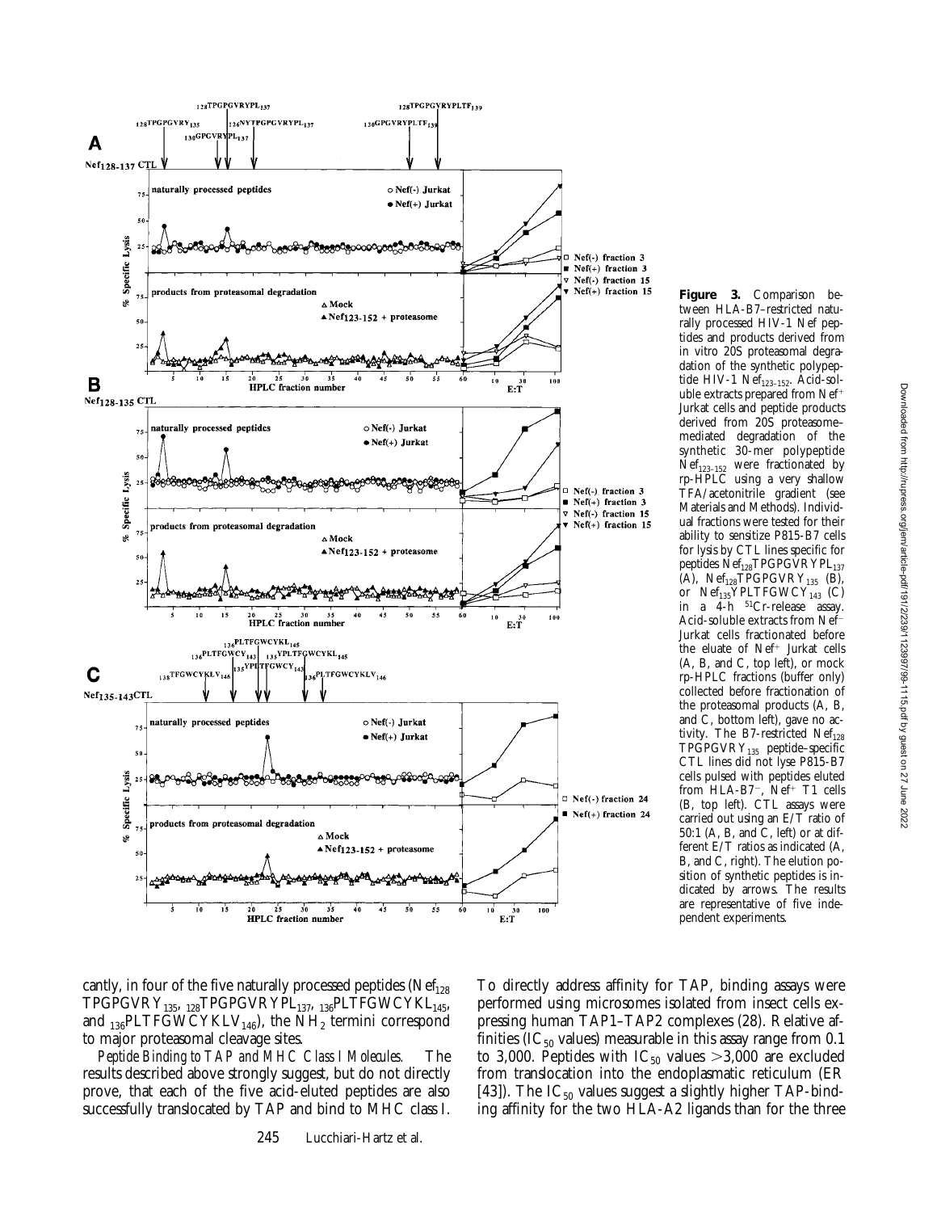**Figure 3.** Comparison between HLA-B7–restricted naturally processed HIV-1 Nef peptides and products derived from in vitro 20S proteasomal degradation of the synthetic polypeptide HIV-1 $Nef_{123–152}$. Acid-soluble extracts prepared from $Nef^+$ Jurkat cells and peptide products derived from 20S proteasome–mediated degradation of the synthetic 30-mer polypeptide $Nef_{123–152}$ were fractionated by rp-HPLC using a very shallow TFA/acetonitrile gradient (see Materials and Methods). Individual fractions were tested for their ability to sensitize P815-B7 cells for lysis by CTL lines specific for peptides $Nef_{128}TPGPGVRYPL_{137}$ (A), $Nef_{128}TPGPGVRY_{135}$ (B), or $Nef_{135}YPLTFGWCY_{143}$ (C) in a 4-h $^{51}Cr$-release assay. Acid-soluble extracts from $Nef^-$ Jurkat cells fractionated before the eluate of $Nef^+$ Jurkat cells (A, B, and C, top left), or mock rp-HPLC fractions (buffer only) collected before fractionation of the proteasomal products (A, B, and C, bottom left), gave no activity. The B7-restricted $Nef_{128}$ $TPGPGVRY_{135}$ peptide–specific CTL lines did not lyse P815-B7 cells pulsed with peptides eluted from HLA-$B7^-$, $Nef^+$ T1 cells (B, top left). CTL assays were carried out using an E/T ratio of 50:1 (A, B, and C, left) or at different E/T ratios as indicated (A, B, and C, right). The elution position of synthetic peptides is indicated by arrows. The results are representative of five independent experiments.

cantly, in four of the five naturally processed peptides ($Nef_{128}$ $TPGPGVRY_{135}$, $_{128}TPGPGVRYPL_{137}$, $_{136}PLTFGWCYKL_{145}$, and $_{136}PLTFGWCYKLV_{146}$), the $NH_2$ termini correspond to major proteasomal cleavage sites.

*Peptide Binding to TAP and MHC Class I Molecules.* The results described above strongly suggest, but do not directly prove, that each of the five acid-eluted peptides are also successfully translocated by TAP and bind to MHC class I. To directly address affinity for TAP, binding assays were performed using microsomes isolated from insect cells expressing human TAP1–TAP2 complexes (28). Relative affinities ($IC_{50}$ values) measurable in this assay range from 0.1 to 3,000. Peptides with $IC_{50}$ values >3,000 are excluded from translocation into the endoplasmatic reticulum (ER [43]). The $IC_{50}$ values suggest a slightly higher TAP-binding affinity for the two HLA-A2 ligands than for the three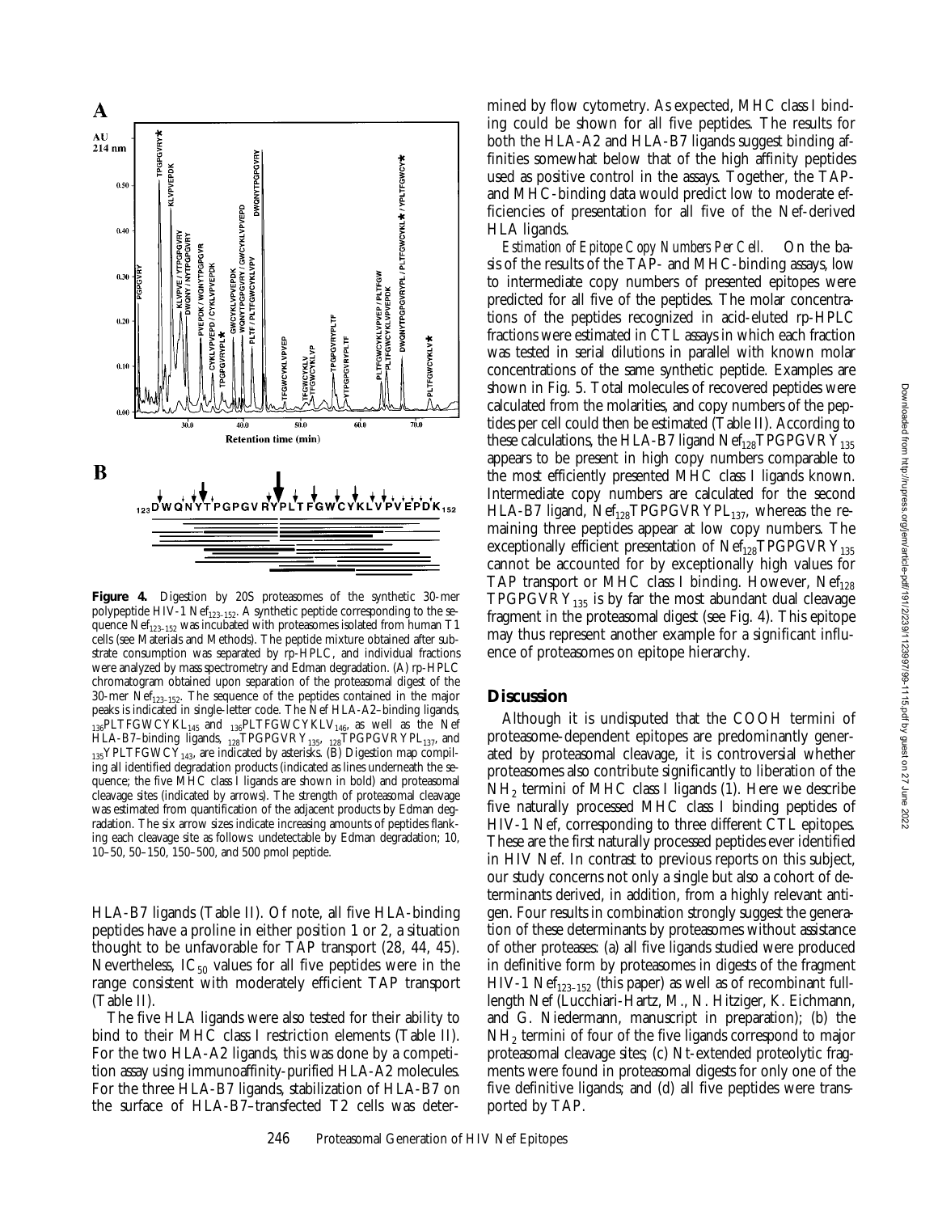**Figure 4.** Digestion by 20S proteasomes of the synthetic 30-mer polypeptide HIV-1 $Nef_{123–152}$. A synthetic peptide corresponding to the sequence $Nef_{123–152}$ was incubated with proteasomes isolated from human T1 cells (see Materials and Methods). The peptide mixture obtained after substrate consumption was separated by rp-HPLC, and individual fractions were analyzed by mass spectrometry and Edman degradation. (A) rp-HPLC chromatogram obtained upon separation of the proteasomal digest of the 30-mer $Nef_{123–152}$. The sequence of the peptides contained in the major peaks is indicated in single-letter code. The Nef HLA-A2–binding ligands, $_{136}$PLTFGWCYKL$_{145}$ and $_{136}$PLTFGWCYKLV$_{146}$, as well as the Nef HLA-B7–binding ligands, $_{128}$TPGPGVRY$_{135}$, $_{128}$TPGPGVRYPL$_{137}$, and $_{135}$YPLTFGWCY$_{143}$, are indicated by asterisks. (B) Digestion map compiling all identified degradation products (indicated as lines underneath the sequence; the five MHC class I ligands are shown in bold) and proteasomal cleavage sites (indicated by arrows). The strength of proteasomal cleavage was estimated from quantification of the adjacent products by Edman degradation. The six arrow sizes indicate increasing amounts of peptides flanking each cleavage site as follows: undetectable by Edman degradation; 10, 10–50, 50–150, 150–500, and 500 pmol peptide.

HLA-B7 ligands (Table II). Of note, all five HLA-binding peptides have a proline in either position 1 or 2, a situation thought to be unfavorable for TAP transport (28, 44, 45). Nevertheless, $IC_{50}$ values for all five peptides were in the range consistent with moderately efficient TAP transport (Table II).

The five HLA ligands were also tested for their ability to bind to their MHC class I restriction elements (Table II). For the two HLA-A2 ligands, this was done by a competition assay using immunoaffinity-purified HLA-A2 molecules. For the three HLA-B7 ligands, stabilization of HLA-B7 on the surface of HLA-B7–transfected T2 cells was determined by flow cytometry. As expected, MHC class I binding could be shown for all five peptides. The results for both the HLA-A2 and HLA-B7 ligands suggest binding affinities somewhat below that of the high affinity peptides used as positive control in the assays. Together, the TAP- and MHC-binding data would predict low to moderate efficiencies of presentation for all five of the Nef-derived HLA ligands.

*Estimation of Epitope Copy Numbers Per Cell.* On the basis of the results of the TAP- and MHC-binding assays, low to intermediate copy numbers of presented epitopes were predicted for all five of the peptides. The molar concentrations of the peptides recognized in acid-eluted rp-HPLC fractions were estimated in CTL assays in which each fraction was tested in serial dilutions in parallel with known molar concentrations of the same synthetic peptide. Examples are shown in Fig. 5. Total molecules of recovered peptides were calculated from the molarities, and copy numbers of the peptides per cell could then be estimated (Table II). According to these calculations, the HLA-B7 ligand $Nef_{128}$TPGPGVRY$_{135}$ appears to be present in high copy numbers comparable to the most efficiently presented MHC class I ligands known. Intermediate copy numbers are calculated for the second HLA-B7 ligand, $Nef_{128}$TPGPGVRYPL$_{137}$, whereas the remaining three peptides appear at low copy numbers. The exceptionally efficient presentation of $Nef_{128}$TPGPGVRY$_{135}$ cannot be accounted for by exceptionally high values for TAP transport or MHC class I binding. However, $Nef_{128}$TPGPGVRY$_{135}$ is by far the most abundant dual cleavage fragment in the proteasomal digest (see Fig. 4). This epitope may thus represent another example for a significant influence of proteasomes on epitope hierarchy.

## Discussion

Although it is undisputed that the COOH termini of proteasome-dependent epitopes are predominantly generated by proteasomal cleavage, it is controversial whether proteasomes also contribute significantly to liberation of the $NH_2$ termini of MHC class I ligands (1). Here we describe five naturally processed MHC class I binding peptides of HIV-1 Nef, corresponding to three different CTL epitopes. These are the first naturally processed peptides ever identified in HIV Nef. In contrast to previous reports on this subject, our study concerns not only a single but also a cohort of determinants derived, in addition, from a highly relevant antigen. Four results in combination strongly suggest the generation of these determinants by proteasomes without assistance of other proteases: (a) all five ligands studied were produced in definitive form by proteasomes in digests of the fragment HIV-1 $Nef_{123–152}$ (this paper) as well as of recombinant full-length Nef (Lucchiari-Hartz, M., N. Hitziger, K. Eichmann, and G. Niedermann, manuscript in preparation); (b) the $NH_2$ termini of four of the five ligands correspond to major proteasomal cleavage sites; (c) Nt-extended proteolytic fragments were found in proteasomal digests for only one of the five definitive ligands; and (d) all five peptides were transported by TAP.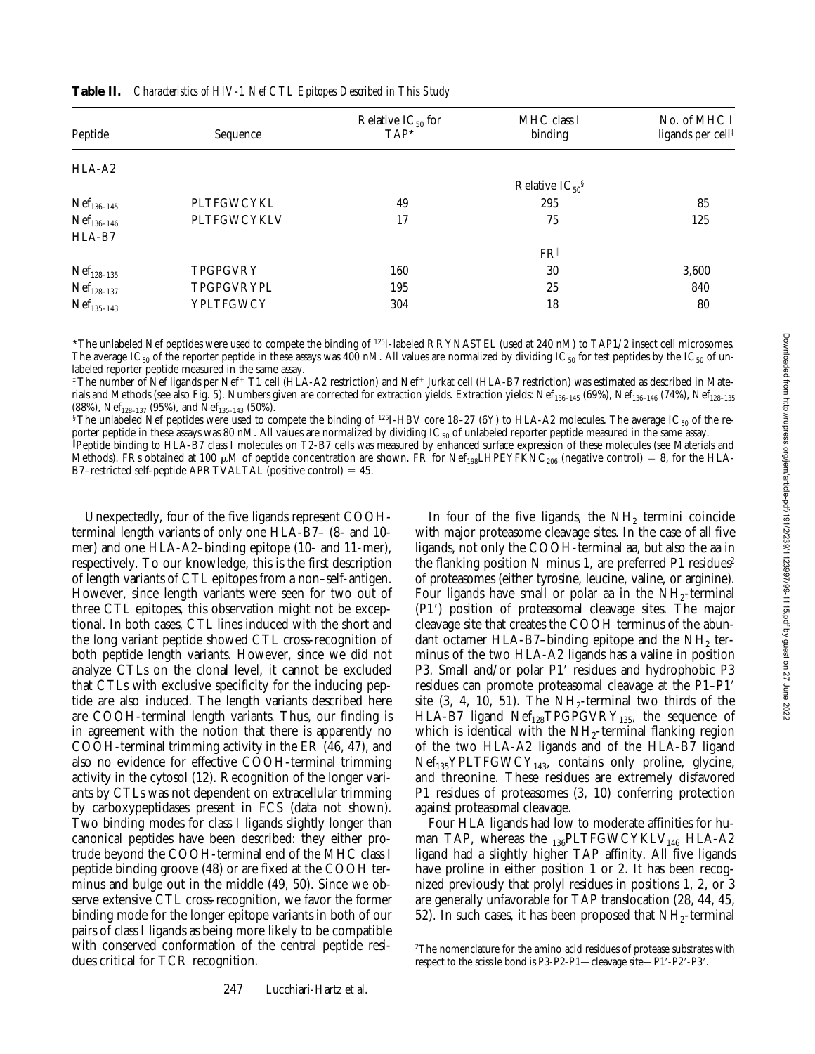**Table II.** *Characteristics of HIV-1 Nef CTL Epitopes Described in This Study*

| Peptide | Sequence | Relative $IC_{50}$ for TAP* | MHC class I binding | No. of MHC I ligands per cell‡ |
|---|---|---|---|---|
| HLA-A2 | | | | |
| | | | Relative $IC_{50}$§ | |
| $Nef_{136–145}$ | PLTFGWCYKL | 49 | 295 | 85 |
| $Nef_{136–146}$ | PLTFGWCYKLV | 17 | 75 | 125 |
| HLA-B7 | | | | |
| | | | FR‖ | |
| $Nef_{128–135}$ | TPGPGVRY | 160 | 30 | 3,600 |
| $Nef_{128–137}$ | TPGPGVRYPL | 195 | 25 | 840 |
| $Nef_{135–143}$ | YPLTFGWCY | 304 | 18 | 80 |

*The unlabeled Nef peptides were used to compete the binding of $^{125}$I-labeled RRYNASTEL (used at 240 nM) to TAP1/2 insect cell microsomes. The average $IC_{50}$ of the reporter peptide in these assays was 400 nM. All values are normalized by dividing $IC_{50}$ for test peptides by the $IC_{50}$ of unlabeled reporter peptide measured in the same assay.

‡The number of Nef ligands per Nef$^+$ T1 cell (HLA-A2 restriction) and Nef$^+$ Jurkat cell (HLA-B7 restriction) was estimated as described in Materials and Methods (see also Fig. 5). Numbers given are corrected for extraction yields. Extraction yields: $Nef_{136–145}$ (69%), $Nef_{136–146}$ (74%), $Nef_{128–135}$ (88%), $Nef_{128–137}$ (95%), and $Nef_{135–143}$ (50%).

§The unlabeled Nef peptides were used to compete the binding of $^{125}$I-HBV core 18–27 (6Y) to HLA-A2 molecules. The average $IC_{50}$ of the reporter peptide in these assays was 80 nM. All values are normalized by dividing $IC_{50}$ of unlabeled reporter peptide measured in the same assay.

‖Peptide binding to HLA-B7 class I molecules on T2-B7 cells was measured by enhanced surface expression of these molecules (see Materials and Methods). FRs obtained at 100 μM of peptide concentration are shown. FR for $Nef_{198}$LHPEYFKNC$_{206}$ (negative control) = 8, for the HLA-B7–restricted self-peptide APRTVALTAL (positive control) = 45.

Unexpectedly, four of the five ligands represent COOH-terminal length variants of only one HLA-B7– (8- and 10-mer) and one HLA-A2–binding epitope (10- and 11-mer), respectively. To our knowledge, this is the first description of length variants of CTL epitopes from a non–self-antigen. However, since length variants were seen for two out of three CTL epitopes, this observation might not be exceptional. In both cases, CTL lines induced with the short and the long variant peptide showed CTL cross-recognition of both peptide length variants. However, since we did not analyze CTLs on the clonal level, it cannot be excluded that CTLs with exclusive specificity for the inducing peptide are also induced. The length variants described here are COOH-terminal length variants. Thus, our finding is in agreement with the notion that there is apparently no COOH-terminal trimming activity in the ER (46, 47), and also no evidence for effective COOH-terminal trimming activity in the cytosol (12). Recognition of the longer variants by CTLs was not dependent on extracellular trimming by carboxypeptidases present in FCS (data not shown). Two binding modes for class I ligands slightly longer than canonical peptides have been described: they either protrude beyond the COOH-terminal end of the MHC class I peptide binding groove (48) or are fixed at the COOH terminus and bulge out in the middle (49, 50). Since we observe extensive CTL cross-recognition, we favor the former binding mode for the longer epitope variants in both of our pairs of class I ligands as being more likely to be compatible with conserved conformation of the central peptide residues critical for TCR recognition.

In four of the five ligands, the $NH_2$ termini coincide with major proteasome cleavage sites. In the case of all five ligands, not only the COOH-terminal aa, but also the aa in the flanking position N minus 1, are preferred P1 residues[2] of proteasomes (either tyrosine, leucine, valine, or arginine). Four ligands have small or polar aa in the $NH_2$-terminal (P1′) position of proteasomal cleavage sites. The major cleavage site that creates the COOH terminus of the abundant octamer HLA-B7–binding epitope and the $NH_2$ terminus of the two HLA-A2 ligands has a valine in position P3. Small and/or polar P1′ residues and hydrophobic P3 residues can promote proteasomal cleavage at the P1–P1′ site (3, 4, 10, 51). The $NH_2$-terminal two thirds of the HLA-B7 ligand $Nef_{128}$TPGPGVRY$_{135}$, the sequence of which is identical with the $NH_2$-terminal flanking region of the two HLA-A2 ligands and of the HLA-B7 ligand $Nef_{135}$YPLTFGWCY$_{143}$, contains only proline, glycine, and threonine. These residues are extremely disfavored P1 residues of proteasomes (3, 10) conferring protection against proteasomal cleavage.

Four HLA ligands had low to moderate affinities for human TAP, whereas the $_{136}$PLTFGWCYKLV$_{146}$ HLA-A2 ligand had a slightly higher TAP affinity. All five ligands have proline in either position 1 or 2. It has been recognized previously that prolyl residues in positions 1, 2, or 3 are generally unfavorable for TAP translocation (28, 44, 45, 52). In such cases, it has been proposed that $NH_2$-terminal

[2]The nomenclature for the amino acid residues of protease substrates with respect to the scissile bond is P3-P2-P1—cleavage site—P1′-P2′-P3′.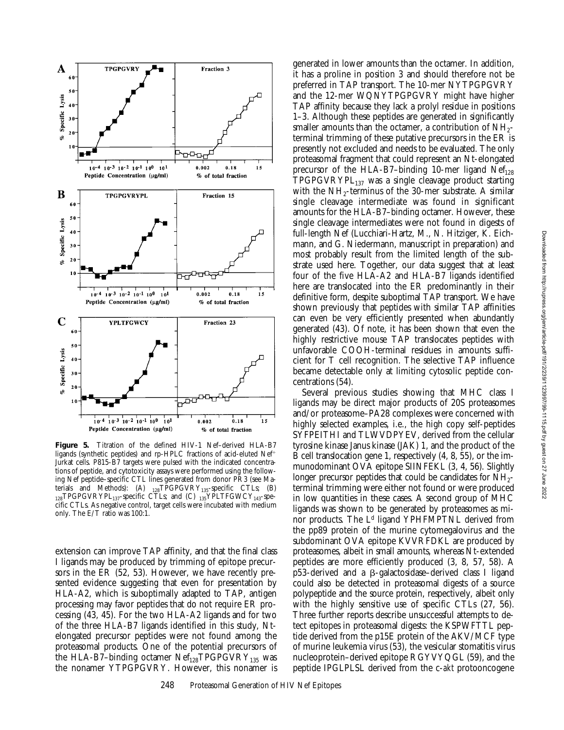**Figure 5.** Titration of the defined HIV-1 Nef–derived HLA-B7 ligands (synthetic peptides) and rp-HPLC fractions of acid-eluted Nef$^+$ Jurkat cells. P815-B7 targets were pulsed with the indicated concentrations of peptide, and cytotoxicity assays were performed using the following Nef peptide–specific CTL lines generated from donor PR3 (see Materials and Methods): (A) $_{128}$TPGPGVRY$_{135}$-specific CTLs; (B) $_{128}$TPGPGVRYPL$_{137}$-specific CTLs; and (C) $_{135}$YPLTFGWCY$_{143}$-specific CTLs. As negative control, target cells were incubated with medium only. The E/T ratio was 100:1.

extension can improve TAP affinity, and that the final class I ligands may be produced by trimming of epitope precursors in the ER (52, 53). However, we have recently presented evidence suggesting that even for presentation by HLA-A2, which is suboptimally adapted to TAP, antigen processing may favor peptides that do not require ER processing (43, 45). For the two HLA-A2 ligands and for two of the three HLA-B7 ligands identified in this study, Nt-elongated precursor peptides were not found among the proteasomal products. One of the potential precursors of the HLA-B7–binding octamer Nef$_{128}$TPGPGVRY$_{135}$ was the nonamer YTPGPGVRY. However, this nonamer is generated in lower amounts than the octamer. In addition, it has a proline in position 3 and should therefore not be preferred in TAP transport. The 10-mer NYTPGPGVRY and the 12-mer WQNYTPGPGVRY might have higher TAP affinity because they lack a prolyl residue in positions 1–3. Although these peptides are generated in significantly smaller amounts than the octamer, a contribution of $NH_2$-terminal trimming of these putative precursors in the ER is presently not excluded and needs to be evaluated. The only proteasomal fragment that could represent an Nt-elongated precursor of the HLA-B7–binding 10-mer ligand Nef$_{128}$TPGPGVRYPL$_{137}$ was a single cleavage product starting with the $NH_2$-terminus of the 30-mer substrate. A similar single cleavage intermediate was found in significant amounts for the HLA-B7–binding octamer. However, these single cleavage intermediates were not found in digests of full-length Nef (Lucchiari-Hartz, M., N. Hitziger, K. Eichmann, and G. Niedermann, manuscript in preparation) and most probably result from the limited length of the substrate used here. Together, our data suggest that at least four of the five HLA-A2 and HLA-B7 ligands identified here are translocated into the ER predominantly in their definitive form, despite suboptimal TAP transport. We have shown previously that peptides with similar TAP affinities can even be very efficiently presented when abundantly generated (43). Of note, it has been shown that even the highly restrictive mouse TAP translocates peptides with unfavorable COOH-terminal residues in amounts sufficient for T cell recognition. The selective TAP influence became detectable only at limiting cytosolic peptide concentrations (54).

Several previous studies showing that MHC class I ligands may be direct major products of 20S proteasomes and/or proteasome–PA28 complexes were concerned with highly selected examples, i.e., the high copy self-peptides SYFPEITHI and TLWVDPYEV, derived from the cellular tyrosine kinase Janus kinase (JAK) 1, and the product of the B cell translocation gene 1, respectively (4, 8, 55), or the immunodominant OVA epitope SIINFEKL (3, 4, 56). Slightly longer precursor peptides that could be candidates for $NH_2$-terminal trimming were either not found or were produced in low quantities in these cases. A second group of MHC ligands was shown to be generated by proteasomes as minor products. The L$^d$ ligand YPHFMPTNL derived from the pp89 protein of the murine cytomegalovirus and the subdominant OVA epitope KVVRFDKL are produced by proteasomes, albeit in small amounts, whereas Nt-extended peptides are more efficiently produced (3, 8, 57, 58). A p53-derived and a β-galactosidase–derived class I ligand could also be detected in proteasomal digests of a source polypeptide and the source protein, respectively, albeit only with the highly sensitive use of specific CTLs (27, 56). Three further reports describe unsuccessful attempts to detect epitopes in proteasomal digests: the KSPWFTTL peptide derived from the p15E protein of the AKV/MCF type of murine leukemia virus (53), the vesicular stomatitis virus nucleoprotein–derived epitope RGYVYQGL (59), and the peptide IPGLPLSL derived from the c-*akt* protooncogene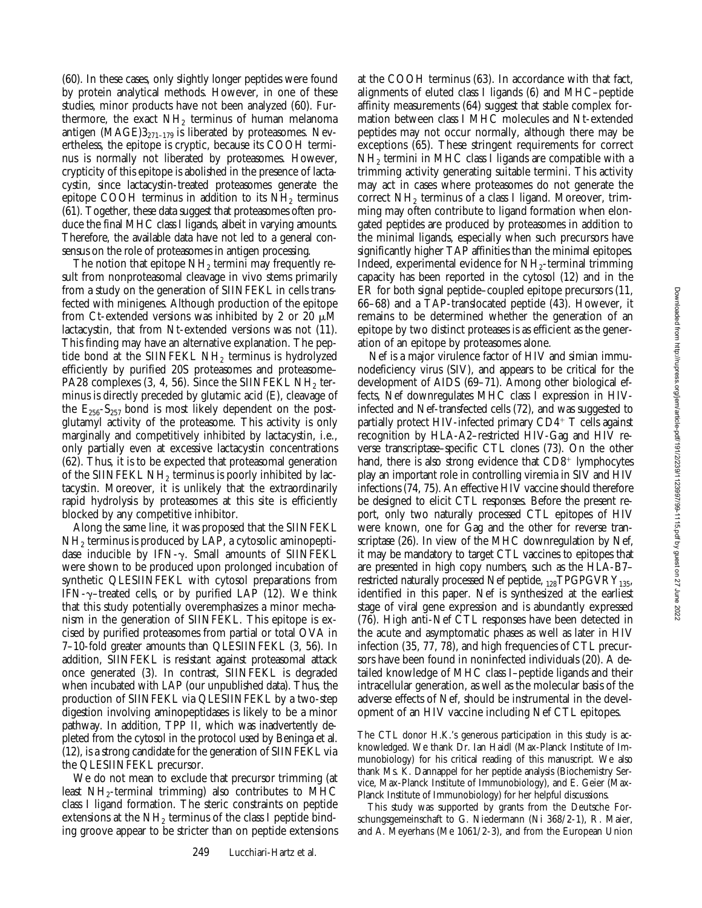(60). In these cases, only slightly longer peptides were found by protein analytical methods. However, in one of these studies, minor products have not been analyzed (60). Furthermore, the exact $NH_2$ terminus of human melanoma antigen $(MAGE)3_{271-179}$ is liberated by proteasomes. Nevertheless, the epitope is cryptic, because its COOH terminus is normally not liberated by proteasomes. However, crypticity of this epitope is abolished in the presence of lactacystin, since lactacystin-treated proteasomes generate the epitope COOH terminus in addition to its $NH_2$ terminus (61). Together, these data suggest that proteasomes often produce the final MHC class I ligands, albeit in varying amounts. Therefore, the available data have not led to a general consensus on the role of proteasomes in antigen processing.

The notion that epitope $NH_2$ termini may frequently result from nonproteasomal cleavage in vivo stems primarily from a study on the generation of SIINFEKL in cells transfected with minigenes. Although production of the epitope from Ct-extended versions was inhibited by 2 or 20 μM lactacystin, that from Nt-extended versions was not (11). This finding may have an alternative explanation. The peptide bond at the SIINFEKL $NH_2$ terminus is hydrolyzed efficiently by purified 20S proteasomes and proteasome–PA28 complexes (3, 4, 56). Since the SIINFEKL $NH_2$ terminus is directly preceded by glutamic acid (E), cleavage of the $E_{256}$-$S_{257}$ bond is most likely dependent on the postglutamyl activity of the proteasome. This activity is only marginally and competitively inhibited by lactacystin, i.e., only partially even at excessive lactacystin concentrations (62). Thus, it is to be expected that proteasomal generation of the SIINFEKL $NH_2$ terminus is poorly inhibited by lactacystin. Moreover, it is unlikely that the extraordinarily rapid hydrolysis by proteasomes at this site is efficiently blocked by any competitive inhibitor.

Along the same line, it was proposed that the SIINFEKL $NH_2$ terminus is produced by LAP, a cytosolic aminopeptidase inducible by IFN-γ. Small amounts of SIINFEKL were shown to be produced upon prolonged incubation of synthetic QLESIINFEKL with cytosol preparations from IFN-γ–treated cells, or by purified LAP (12). We think that this study potentially overemphasizes a minor mechanism in the generation of SIINFEKL. This epitope is excised by purified proteasomes from partial or total OVA in 7–10-fold greater amounts than QLESIINFEKL (3, 56). In addition, SIINFEKL is resistant against proteasomal attack once generated (3). In contrast, SIINFEKL is degraded when incubated with LAP (our unpublished data). Thus, the production of SIINFEKL via QLESIINFEKL by a two-step digestion involving aminopeptidases is likely to be a minor pathway. In addition, TPP II, which was inadvertently depleted from the cytosol in the protocol used by Beninga et al. (12), is a strong candidate for the generation of SIINFEKL via the QLESIINFEKL precursor.

We do not mean to exclude that precursor trimming (at least $NH_2$-terminal trimming) also contributes to MHC class I ligand formation. The steric constraints on peptide extensions at the $NH_2$ terminus of the class I peptide binding groove appear to be stricter than on peptide extensions at the COOH terminus (63). In accordance with that fact, alignments of eluted class I ligands (6) and MHC–peptide affinity measurements (64) suggest that stable complex formation between class I MHC molecules and Nt-extended peptides may not occur normally, although there may be exceptions (65). These stringent requirements for correct $NH_2$ termini in MHC class I ligands are compatible with a trimming activity generating suitable termini. This activity may act in cases where proteasomes do not generate the correct $NH_2$ terminus of a class I ligand. Moreover, trimming may often contribute to ligand formation when elongated peptides are produced by proteasomes in addition to the minimal ligands, especially when such precursors have significantly higher TAP affinities than the minimal epitopes. Indeed, experimental evidence for $NH_2$-terminal trimming capacity has been reported in the cytosol (12) and in the ER for both signal peptide–coupled epitope precursors (11, 66–68) and a TAP-translocated peptide (43). However, it remains to be determined whether the generation of an epitope by two distinct proteases is as efficient as the generation of an epitope by proteasomes alone.

Nef is a major virulence factor of HIV and simian immunodeficiency virus (SIV), and appears to be critical for the development of AIDS (69–71). Among other biological effects, Nef downregulates MHC class I expression in HIV-infected and Nef-transfected cells (72), and was suggested to partially protect HIV-infected primary $CD4^+$ T cells against recognition by HLA-A2–restricted HIV-Gag and HIV reverse transcriptase–specific CTL clones (73). On the other hand, there is also strong evidence that $CD8^+$ lymphocytes play an important role in controlling viremia in SIV and HIV infections (74, 75). An effective HIV vaccine should therefore be designed to elicit CTL responses. Before the present report, only two naturally processed CTL epitopes of HIV were known, one for Gag and the other for reverse transcriptase (26). In view of the MHC downregulation by Nef, it may be mandatory to target CTL vaccines to epitopes that are presented in high copy numbers, such as the HLA-B7–restricted naturally processed Nef peptide, $_{128}$TPGPGVRY$_{135}$, identified in this paper. Nef is synthesized at the earliest stage of viral gene expression and is abundantly expressed (76). High anti-Nef CTL responses have been detected in the acute and asymptomatic phases as well as later in HIV infection (35, 77, 78), and high frequencies of CTL precursors have been found in noninfected individuals (20). A detailed knowledge of MHC class I–peptide ligands and their intracellular generation, as well as the molecular basis of the adverse effects of Nef, should be instrumental in the development of an HIV vaccine including Nef CTL epitopes.

The CTL donor H.K.'s generous participation in this study is acknowledged. We thank Dr. Ian Haidl (Max-Planck Institute of Immunobiology) for his critical reading of this manuscript. We also thank Ms. K. Dannappel for her peptide analysis (Biochemistry Service, Max-Planck Institute of Immunobiology), and E. Geier (Max-Planck Institute of Immunobiology) for her helpful discussions.

This study was supported by grants from the Deutsche Forschungsgemeinschaft to G. Niedermann (Ni 368/2-1), R. Maier, and A. Meyerhans (Me 1061/2-3), and from the European Union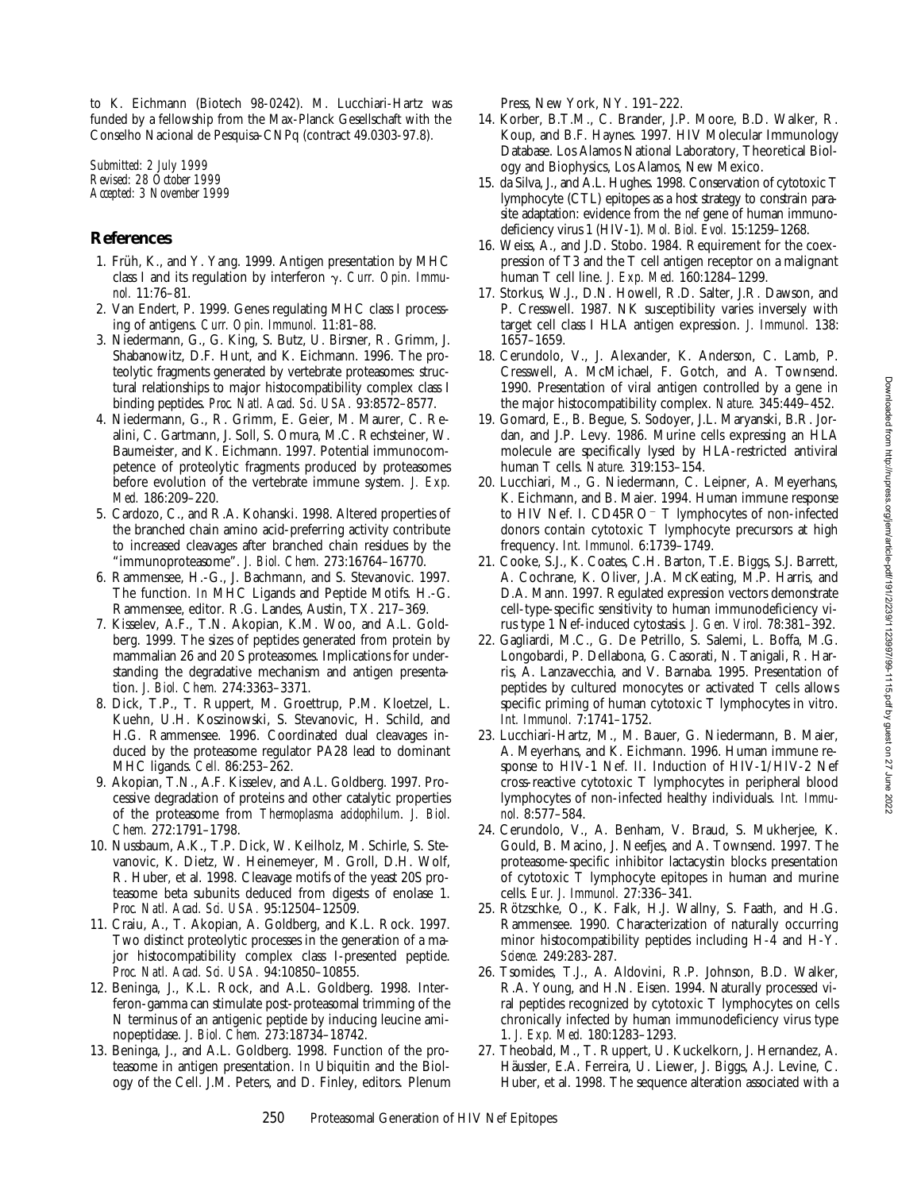to K. Eichmann (Biotech 98-0242). M. Lucchiari-Hartz was funded by a fellowship from the Max-Planck Gesellschaft with the Conselho Nacional de Pesquisa-CNPq (contract 49.0303-97.8).

*Submitted: 2 July 1999*
*Revised: 28 October 1999*
*Accepted: 3 November 1999*

## References

1. Früh, K., and Y. Yang. 1999. Antigen presentation by MHC class I and its regulation by interferon γ. *Curr. Opin. Immunol.* 11:76–81.
2. Van Endert, P. 1999. Genes regulating MHC class I processing of antigens. *Curr. Opin. Immunol.* 11:81–88.
3. Niedermann, G., G. King, S. Butz, U. Birsner, R. Grimm, J. Shabanowitz, D.F. Hunt, and K. Eichmann. 1996. The proteolytic fragments generated by vertebrate proteasomes: structural relationships to major histocompatibility complex class I binding peptides. *Proc. Natl. Acad. Sci. USA.* 93:8572–8577.
4. Niedermann, G., R. Grimm, E. Geier, M. Maurer, C. Realini, C. Gartmann, J. Soll, S. Omura, M.C. Rechsteiner, W. Baumeister, and K. Eichmann. 1997. Potential immunocompetence of proteolytic fragments produced by proteasomes before evolution of the vertebrate immune system. *J. Exp. Med.* 186:209–220.
5. Cardozo, C., and R.A. Kohanski. 1998. Altered properties of the branched chain amino acid-preferring activity contribute to increased cleavages after branched chain residues by the "immunoproteasome". *J. Biol. Chem.* 273:16764–16770.
6. Rammensee, H.-G., J. Bachmann, and S. Stevanovic. 1997. The function. *In* MHC Ligands and Peptide Motifs. H.-G. Rammensee, editor. R.G. Landes, Austin, TX. 217–369.
7. Kisselev, A.F., T.N. Akopian, K.M. Woo, and A.L. Goldberg. 1999. The sizes of peptides generated from protein by mammalian 26 and 20 S proteasomes. Implications for understanding the degradative mechanism and antigen presentation. *J. Biol. Chem.* 274:3363–3371.
8. Dick, T.P., T. Ruppert, M. Groettrup, P.M. Kloetzel, L. Kuehn, U.H. Koszinowski, S. Stevanovic, H. Schild, and H.G. Rammensee. 1996. Coordinated dual cleavages induced by the proteasome regulator PA28 lead to dominant MHC ligands. *Cell.* 86:253–262.
9. Akopian, T.N., A.F. Kisselev, and A.L. Goldberg. 1997. Processive degradation of proteins and other catalytic properties of the proteasome from *Thermoplasma acidophilum*. *J. Biol. Chem.* 272:1791–1798.
10. Nussbaum, A.K., T.P. Dick, W. Keilholz, M. Schirle, S. Stevanovic, K. Dietz, W. Heinemeyer, M. Groll, D.H. Wolf, R. Huber, et al. 1998. Cleavage motifs of the yeast 20S proteasome β subunits deduced from digests of enolase 1. *Proc. Natl. Acad. Sci. USA.* 95:12504–12509.
11. Craiu, A., T. Akopian, A. Goldberg, and K.L. Rock. 1997. Two distinct proteolytic processes in the generation of a major histocompatibility complex class I-presented peptide. *Proc. Natl. Acad. Sci. USA.* 94:10850–10855.
12. Beninga, J., K.L. Rock, and A.L. Goldberg. 1998. Interferon-gamma can stimulate post-proteasomal trimming of the N terminus of an antigenic peptide by inducing leucine aminopeptidase. *J. Biol. Chem.* 273:18734–18742.
13. Beninga, J., and A.L. Goldberg. 1998. Function of the proteasome in antigen presentation. *In* Ubiquitin and the Biology of the Cell. J.M. Peters, and D. Finley, editors. Plenum Press, New York, NY. 191–222.
14. Korber, B.T.M., C. Brander, J.P. Moore, B.D. Walker, R. Koup, and B.F. Haynes. 1997. HIV Molecular Immunology Database. Los Alamos National Laboratory, Theoretical Biology and Biophysics, Los Alamos, New Mexico.
15. da Silva, J., and A.L. Hughes. 1998. Conservation of cytotoxic T lymphocyte (CTL) epitopes as a host strategy to constrain parasite adaptation: evidence from the *nef* gene of human immunodeficiency virus 1 (HIV-1). *Mol. Biol. Evol.* 15:1259–1268.
16. Weiss, A., and J.D. Stobo. 1984. Requirement for the coexpression of T3 and the T cell antigen receptor on a malignant human T cell line. *J. Exp. Med.* 160:1284–1299.
17. Storkus, W.J., D.N. Howell, R.D. Salter, J.R. Dawson, and P. Cresswell. 1987. NK susceptibility varies inversely with target cell class I HLA antigen expression. *J. Immunol.* 138: 1657–1659.
18. Cerundolo, V., J. Alexander, K. Anderson, C. Lamb, P. Cresswell, A. McMichael, F. Gotch, and A. Townsend. 1990. Presentation of viral antigen controlled by a gene in the major histocompatibility complex. *Nature.* 345:449–452.
19. Gomard, E., B. Begue, S. Sodoyer, J.L. Maryanski, B.R. Jordan, and J.P. Levy. 1986. Murine cells expressing an HLA molecule are specifically lysed by HLA-restricted antiviral human T cells. *Nature.* 319:153–154.
20. Lucchiari, M., G. Niedermann, C. Leipner, A. Meyerhans, K. Eichmann, and B. Maier. 1994. Human immune response to HIV Nef. I. CD45RO$^-$ T lymphocytes of non-infected donors contain cytotoxic T lymphocyte precursors at high frequency. *Int. Immunol.* 6:1739–1749.
21. Cooke, S.J., K. Coates, C.H. Barton, T.E. Biggs, S.J. Barrett, A. Cochrane, K. Oliver, J.A. McKeating, M.P. Harris, and D.A. Mann. 1997. Regulated expression vectors demonstrate cell-type-specific sensitivity to human immunodeficiency virus type 1 Nef-induced cytostasis. *J. Gen. Virol.* 78:381–392.
22. Gagliardi, M.C., G. De Petrillo, S. Salemi, L. Boffa, M.G. Longobardi, P. Dellabona, G. Casorati, N. Tanigali, R. Harris, A. Lanzavecchia, and V. Barnaba. 1995. Presentation of peptides by cultured monocytes or activated T cells allows specific priming of human cytotoxic T lymphocytes in vitro. *Int. Immunol.* 7:1741–1752.
23. Lucchiari-Hartz, M., M. Bauer, G. Niedermann, B. Maier, A. Meyerhans, and K. Eichmann. 1996. Human immune response to HIV-1 Nef. II. Induction of HIV-1/HIV-2 Nef cross-reactive cytotoxic T lymphocytes in peripheral blood lymphocytes of non-infected healthy individuals. *Int. Immunol.* 8:577–584.
24. Cerundolo, V., A. Benham, V. Braud, S. Mukherjee, K. Gould, B. Macino, J. Neefjes, and A. Townsend. 1997. The proteasome-specific inhibitor lactacystin blocks presentation of cytotoxic T lymphocyte epitopes in human and murine cells. *Eur. J. Immunol.* 27:336–341.
25. Rötzschke, O., K. Falk, H.J. Wallny, S. Faath, and H.G. Rammensee. 1990. Characterization of naturally occurring minor histocompatibility peptides including H-4 and H-Y. *Science.* 249:283-287.
26. Tsomides, T.J., A. Aldovini, R.P. Johnson, B.D. Walker, R.A. Young, and H.N. Eisen. 1994. Naturally processed viral peptides recognized by cytotoxic T lymphocytes on cells chronically infected by human immunodeficiency virus type 1. *J. Exp. Med.* 180:1283–1293.
27. Theobald, M., T. Ruppert, U. Kuckelkorn, J. Hernandez, A. Häussler, E.A. Ferreira, U. Liewer, J. Biggs, A.J. Levine, C. Huber, et al. 1998. The sequence alteration associated with a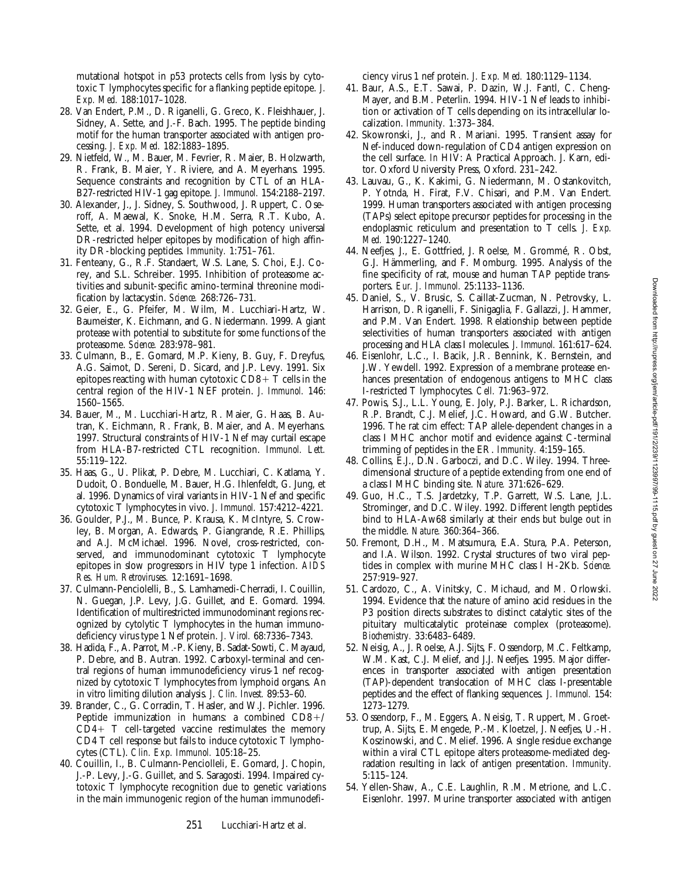mutational hotspot in p53 protects cells from lysis by cytotoxic T lymphocytes specific for a flanking peptide epitope. *J. Exp. Med.* 188:1017–1028.

28. Van Endert, P.M., D. Riganelli, G. Greco, K. Fleishhauer, J. Sidney, A. Sette, and J.-F. Bach. 1995. The peptide binding motif for the human transporter associated with antigen processing. *J. Exp. Med.* 182:1883–1895.
29. Nietfeld, W., M. Bauer, M. Fevrier, R. Maier, B. Holzwarth, R. Frank, B. Maier, Y. Riviere, and A. Meyerhans. 1995. Sequence constraints and recognition by CTL of an HLA-B27-restricted HIV-1 gag epitope. *J. Immunol.* 154:2188–2197.
30. Alexander, J., J. Sidney, S. Southwood, J. Ruppert, C. Oseroff, A. Maewal, K. Snoke, H.M. Serra, R.T. Kubo, A. Sette, et al. 1994. Development of high potency universal DR-restricted helper epitopes by modification of high affinity DR-blocking peptides. *Immunity.* 1:751–761.
31. Fenteany, G., R.F. Standaert, W.S. Lane, S. Choi, E.J. Corey, and S.L. Schreiber. 1995. Inhibition of proteasome activities and subunit-specific amino-terminal threonine modification by lactacystin. *Science.* 268:726–731.
32. Geier, E., G. Pfeifer, M. Wilm, M. Lucchiari-Hartz, W. Baumeister, K. Eichmann, and G. Niedermann. 1999. A giant protease with potential to substitute for some functions of the proteasome. *Science.* 283:978–981.
33. Culmann, B., E. Gomard, M.P. Kieny, B. Guy, F. Dreyfus, A.G. Saimot, D. Sereni, D. Sicard, and J.P. Levy. 1991. Six epitopes reacting with human cytotoxic CD8+ T cells in the central region of the HIV-1 NEF protein. *J. Immunol.* 146: 1560–1565.
34. Bauer, M., M. Lucchiari-Hartz, R. Maier, G. Haas, B. Autran, K. Eichmann, R. Frank, B. Maier, and A. Meyerhans. 1997. Structural constraints of HIV-1 Nef may curtail escape from HLA-B7-restricted CTL recognition. *Immunol. Lett.* 55:119–122.
35. Haas, G., U. Plikat, P. Debre, M. Lucchiari, C. Katlama, Y. Dudoit, O. Bonduelle, M. Bauer, H.G. Ihlenfeldt, G. Jung, et al. 1996. Dynamics of viral variants in HIV-1 Nef and specific cytotoxic T lymphocytes in vivo. *J. Immunol.* 157:4212–4221.
36. Goulder, P.J., M. Bunce, P. Krausa, K. McIntyre, S. Crowley, B. Morgan, A. Edwards, P. Giangrande, R.E. Phillips, and A.J. McMichael. 1996. Novel, cross-restricted, conserved, and immunodominant cytotoxic T lymphocyte epitopes in slow progressors in HIV type 1 infection. *AIDS Res. Hum. Retroviruses.* 12:1691–1698.
37. Culmann-Penciolelli, B., S. Lamhamedi-Cherradi, I. Couillin, N. Guegan, J.P. Levy, J.G. Guillet, and E. Gomard. 1994. Identification of multirestricted immunodominant regions recognized by cytolytic T lymphocytes in the human immunodeficiency virus type 1 Nef protein. *J. Virol.* 68:7336–7343.
38. Hadida, F., A. Parrot, M.-P. Kieny, B. Sadat-Sowti, C. Mayaud, P. Debre, and B. Autran. 1992. Carboxyl-terminal and central regions of human immunodeficiency virus-1 nef recognized by cytotoxic T lymphocytes from lymphoid organs. An in vitro limiting dilution analysis. *J. Clin. Invest.* 89:53–60.
39. Brander, C., G. Corradin, T. Hasler, and W.J. Pichler. 1996. Peptide immunization in humans: a combined CD8+/CD4+ T cell-targeted vaccine restimulates the memory CD4 T cell response but fails to induce cytotoxic T lymphocytes (CTL). *Clin. Exp. Immunol.* 105:18–25.
40. Couillin, I., B. Culmann-Penciolleli, E. Gomard, J. Chopin, J.-P. Levy, J.-G. Guillet, and S. Saragosti. 1994. Impaired cytotoxic T lymphocyte recognition due to genetic variations in the main immunogenic region of the human immunodeficiency virus 1 nef protein. *J. Exp. Med.* 180:1129–1134.
41. Baur, A.S., E.T. Sawai, P. Dazin, W.J. Fantl, C. Cheng-Mayer, and B.M. Peterlin. 1994. HIV-1 Nef leads to inhibition or activation of T cells depending on its intracellular localization. *Immunity.* 1:373–384.
42. Skowronski, J., and R. Mariani. 1995. Transient assay for Nef-induced down-regulation of CD4 antigen expression on the cell surface. *In* HIV: A Practical Approach. J. Karn, editor. Oxford University Press, Oxford. 231–242.
43. Lauvau, G., K. Kakimi, G. Niedermann, M. Ostankovitch, P. Yotnda, H. Firat, F.V. Chisari, and P.M. Van Endert. 1999. Human transporters associated with antigen processing (TAPs) select epitope precursor peptides for processing in the endoplasmic reticulum and presentation to T cells. *J. Exp. Med.* 190:1227–1240.
44. Neefjes, J., E. Gottfried, J. Roelse, M. Grommé, R. Obst, G.J. Hämmerling, and F. Momburg. 1995. Analysis of the fine specificity of rat, mouse and human TAP peptide transporters. *Eur. J. Immunol.* 25:1133–1136.
45. Daniel, S., V. Brusic, S. Caillat-Zucman, N. Petrovsky, L. Harrison, D. Riganelli, F. Sinigaglia, F. Gallazzi, J. Hammer, and P.M. Van Endert. 1998. Relationship between peptide selectivities of human transporters associated with antigen processing and HLA class I molecules. *J. Immunol.* 161:617–624.
46. Eisenlohr, L.C., I. Bacik, J.R. Bennink, K. Bernstein, and J.W. Yewdell. 1992. Expression of a membrane protease enhances presentation of endogenous antigens to MHC class I-restricted T lymphocytes. *Cell.* 71:963–972.
47. Powis, S.J., L.L. Young, E. Joly, P.J. Barker, L. Richardson, R.P. Brandt, C.J. Melief, J.C. Howard, and G.W. Butcher. 1996. The rat cim effect: TAP allele-dependent changes in a class I MHC anchor motif and evidence against C-terminal trimming of peptides in the ER. *Immunity.* 4:159–165.
48. Collins, E.J., D.N. Garboczi, and D.C. Wiley. 1994. Three-dimensional structure of a peptide extending from one end of a class I MHC binding site. *Nature.* 371:626–629.
49. Guo, H.C., T.S. Jardetzky, T.P. Garrett, W.S. Lane, J.L. Strominger, and D.C. Wiley. 1992. Different length peptides bind to HLA-Aw68 similarly at their ends but bulge out in the middle. *Nature.* 360:364–366.
50. Fremont, D.H., M. Matsumura, E.A. Stura, P.A. Peterson, and I.A. Wilson. 1992. Crystal structures of two viral peptides in complex with murine MHC class I H-2Kb. *Science.* 257:919–927.
51. Cardozo, C., A. Vinitsky, C. Michaud, and M. Orlowski. 1994. Evidence that the nature of amino acid residues in the P3 position directs substrates to distinct catalytic sites of the pituitary multicatalytic proteinase complex (proteasome). *Biochemistry.* 33:6483–6489.
52. Neisig, A., J. Roelse, A.J. Sijts, F. Ossendorp, M.C. Feltkamp, W.M. Kast, C.J. Melief, and J.J. Neefjes. 1995. Major differences in transporter associated with antigen presentation (TAP)-dependent translocation of MHC class I-presentable peptides and the effect of flanking sequences. *J. Immunol.* 154: 1273–1279.
53. Ossendorp, F., M. Eggers, A. Neisig, T. Ruppert, M. Groettrup, A. Sijts, E. Mengede, P.-M. Kloetzel, J. Neefjes, U.-H. Koszinowski, and C. Melief. 1996. A single residue exchange within a viral CTL epitope alters proteasome-mediated degradation resulting in lack of antigen presentation. *Immunity.* 5:115–124.
54. Yellen-Shaw, A., C.E. Laughlin, R.M. Metrione, and L.C. Eisenlohr. 1997. Murine transporter associated with antigen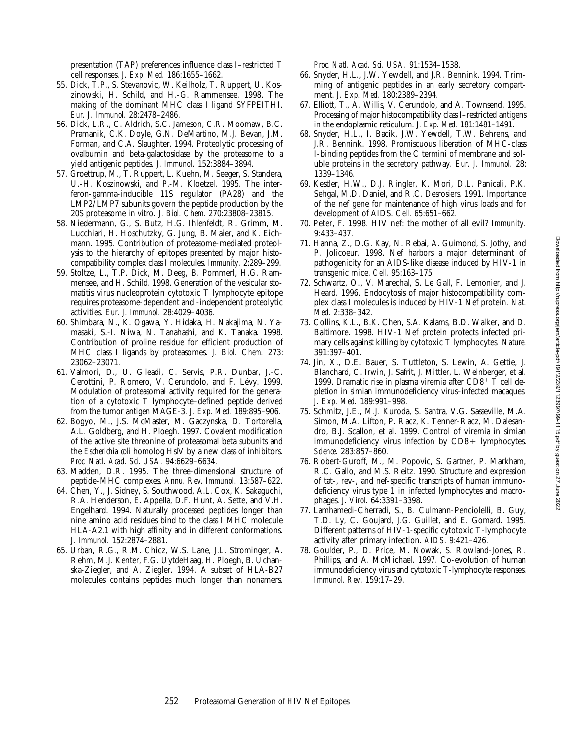presentation (TAP) preferences influence class I–restricted T cell responses. *J. Exp. Med.* 186:1655–1662.

55. Dick, T.P., S. Stevanovic, W. Keilholz, T. Ruppert, U. Koszinowski, H. Schild, and H.-G. Rammensee. 1998. The making of the dominant MHC class I ligand SYFPEITHI. *Eur. J. Immunol.* 28:2478–2486.
56. Dick, L.R., C. Aldrich, S.C. Jameson, C.R. Moomaw, B.C. Pramanik, C.K. Doyle, G.N. DeMartino, M.J. Bevan, J.M. Forman, and C.A. Slaughter. 1994. Proteolytic processing of ovalbumin and beta-galactosidase by the proteasome to a yield antigenic peptides. *J. Immunol.* 152:3884–3894.
57. Groettrup, M., T. Ruppert, L. Kuehn, M. Seeger, S. Standera, U.-H. Koszinowski, and P.-M. Kloetzel. 1995. The interferon-gamma-inducible 11S regulator (PA28) and the LMP2/LMP7 subunits govern the peptide production by the 20S proteasome in vitro. *J. Biol. Chem.* 270:23808–23815.
58. Niedermann, G., S. Butz, H.G. Ihlenfeldt, R. Grimm, M. Lucchiari, H. Hoschutzky, G. Jung, B. Maier, and K. Eichmann. 1995. Contribution of proteasome-mediated proteolysis to the hierarchy of epitopes presented by major histocompatibility complex class I molecules. *Immunity.* 2:289–299.
59. Stoltze, L., T.P. Dick, M. Deeg, B. Pommerl, H.G. Rammensee, and H. Schild. 1998. Generation of the vesicular stomatitis virus nucleoprotein cytotoxic T lymphocyte epitope requires proteasome-dependent and -independent proteolytic activities. *Eur. J. Immunol.* 28:4029–4036.
60. Shimbara, N., K. Ogawa, Y. Hidaka, H. Nakajima, N. Yamasaki, S.-I. Niwa, N. Tanahashi, and K. Tanaka. 1998. Contribution of proline residue for efficient production of MHC class I ligands by proteasomes. *J. Biol. Chem.* 273:23062–23071.
61. Valmori, D., U. Gileadi, C. Servis, P.R. Dunbar, J.-C. Cerottini, P. Romero, V. Cerundolo, and F. Lévy. 1999. Modulation of proteasomal activity required for the generation of a cytotoxic T lymphocyte–defined peptide derived from the tumor antigen MAGE-3. *J. Exp. Med.* 189:895–906.
62. Bogyo, M., J.S. McMaster, M. Gaczynska, D. Tortorella, A.L. Goldberg, and H. Ploegh. 1997. Covalent modification of the active site threonine of proteasomal beta subunits and the *Escherichia coli* homolog HslV by a new class of inhibitors. *Proc. Natl. Acad. Sci. USA.* 94:6629–6634.
63. Madden, D.R. 1995. The three-dimensional structure of peptide-MHC complexes. *Annu. Rev. Immunol.* 13:587–622.
64. Chen, Y., J. Sidney, S. Southwood, A.L. Cox, K. Sakaguchi, R.A. Henderson, E. Appella, D.F. Hunt, A. Sette, and V.H. Engelhard. 1994. Naturally processed peptides longer than nine amino acid residues bind to the class I MHC molecule HLA-A2.1 with high affinity and in different conformations. *J. Immunol.* 152:2874–2881.
65. Urban, R.G., R.M. Chicz, W.S. Lane, J.L. Strominger, A. Rehm, M.J. Kenter, F.G. UytdeHaag, H. Ploegh, B. Uchanska-Ziegler, and A. Ziegler. 1994. A subset of HLA-B27 molecules contains peptides much longer than nonamers. *Proc. Natl. Acad. Sci. USA.* 91:1534–1538.
66. Snyder, H.L., J.W. Yewdell, and J.R. Bennink. 1994. Trimming of antigenic peptides in an early secretory compartment. *J. Exp. Med.* 180:2389–2394.
67. Elliott, T., A. Willis, V. Cerundolo, and A. Townsend. 1995. Processing of major histocompatibility class I–restricted antigens in the endoplasmic reticulum. *J. Exp. Med.* 181:1481–1491.
68. Snyder, H.L., I. Bacik, J.W. Yewdell, T.W. Behrens, and J.R. Bennink. 1998. Promiscuous liberation of MHC-class I-binding peptides from the C termini of membrane and soluble proteins in the secretory pathway. *Eur. J. Immunol.* 28:1339–1346.
69. Kestler, H.W., D.J. Ringler, K. Mori, D.L. Panicali, P.K. Sehgal, M.D. Daniel, and R.C. Desrosiers. 1991. Importance of the nef gene for maintenance of high virus loads and for development of AIDS. *Cell.* 65:651–662.
70. Peter, F. 1998. HIV nef: the mother of all evil? *Immunity.* 9:433–437.
71. Hanna, Z., D.G. Kay, N. Rebai, A. Guimond, S. Jothy, and P. Jolicoeur. 1998. Nef harbors a major determinant of pathogenicity for an AIDS-like disease induced by HIV-1 in transgenic mice. *Cell.* 95:163–175.
72. Schwartz, O., V. Marechal, S. Le Gall, F. Lemonier, and J. Heard. 1996. Endocytosis of major histocompatibility complex class I molecules is induced by HIV-1 Nef protein. *Nat. Med.* 2:338–342.
73. Collins, K.L., B.K. Chen, S.A. Kalams, B.D. Walker, and D. Baltimore. 1998. HIV-1 Nef protein protects infected primary cells against killing by cytotoxic T lymphocytes. *Nature.* 391:397–401.
74. Jin, X., D.E. Bauer, S. Tuttleton, S. Lewin, A. Gettie, J. Blanchard, C. Irwin, J. Safrit, J. Mittler, L. Weinberger, et al. 1999. Dramatic rise in plasma viremia after $CD8^+$ T cell depletion in simian immunodeficiency virus–infected macaques. *J. Exp. Med.* 189:991–998.
75. Schmitz, J.E., M.J. Kuroda, S. Santra, V.G. Sasseville, M.A. Simon, M.A. Lifton, P. Racz, K. Tenner-Racz, M. Dalesandro, B.J. Scallon, et al. 1999. Control of viremia in simian immunodeficiency virus infection by $CD8+$ lymphocytes. *Science.* 283:857–860.
76. Robert-Guroff, M., M. Popovic, S. Gartner, P. Markham, R.C. Gallo, and M.S. Reitz. 1990. Structure and expression of tat-, rev-, and nef-specific transcripts of human immunodeficiency virus type 1 in infected lymphocytes and macrophages. *J. Virol.* 64:3391–3398.
77. Lamhamedi-Cherradi, S., B. Culmann-Penciolelli, B. Guy, T.D. Ly, C. Goujard, J.G. Guillet, and E. Gomard. 1995. Different patterns of HIV-1-specific cytotoxic T-lymphocyte activity after primary infection. *AIDS.* 9:421–426.
78. Goulder, P., D. Price, M. Nowak, S. Rowland-Jones, R. Phillips, and A. McMichael. 1997. Co-evolution of human immunodeficiency virus and cytotoxic T-lymphocyte responses. *Immunol. Rev.* 159:17–29.